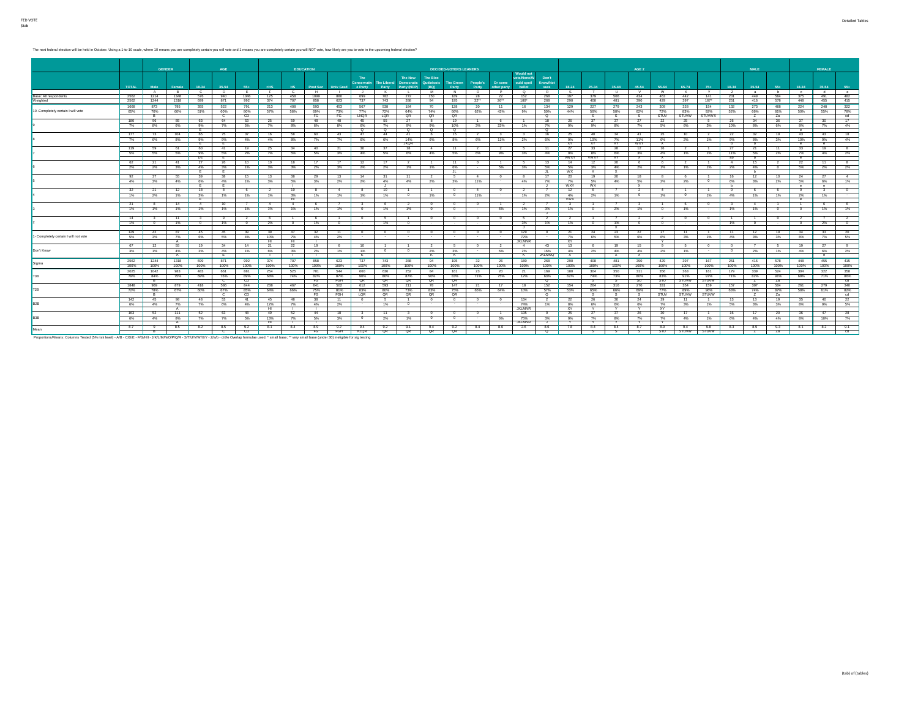The next federal election will be held in October. Using a 1-to-10 scale, where 10 means you are completely certain you will vote and 1 means you are completely certain you will NOT vote, how likely are you to vote in the upcoming federal election?

| | | GENDER | | AGE | | | EDUCATION | | | | DECIDED-VOTERS LEANERS | | | | | | | | | AGE 2 | | | | | | | MALE | | | FEMALE | | |
|---|---|---|---|---|---|---|---|---|---|---|---|---|---|---|---|---|---|---|---|---|---|---|---|---|---|---|---|---|---|---|---|---|
| | TOTAL | Male | Female | 18-34 | 35-54 | 55+ | <HS | HS | Post Sec | Univ Grad | The Conservative Party | The Liberal Party | The New Democratic Party (NDP) | The Bloc Québécois (BQ) | The Green Party | People's Party | Or some other party | Would not vote/None/Would spoil ballot | Don't Know/Not sure | 18-24 | 25-34 | 35-44 | 45-54 | 55-64 | 65-74 | 75+ | 18-34 | 35-54 | 55+ | 18-34 | 35-54 | 55+ |
| | A | B | C | D | E | F | G | H | I | J | K | L | M | N | O | P | Q | R | S | T | U | V | W | X | Y | Z | a | b | c | d | e |
| Base: All respondents | 2562 | 1214 | 1348 | 576 | 940 | 1046 | 135 | 458 | 1099 | 860 | 699 | 782 | 272 | 150 | 189 | 26 | 22 | 152 | 268 | 197 | 379 | 506 | 434 | 463 | 442 | 141 | 201 | 449 | 564 | 375 | 491 | 482 |
| Weighted | 2562 | 1244 | 1318 | 699 | 871 | 992 | 374 | 707 | 858 | 623 | 737 | 743 | 288 | 94 | 195 | 32** | 26** | 180* | 268 | 290 | 408 | 481 | 390 | 429 | 397 | 167* | 251 | 416 | 578 | 448 | 455 | 415 |
| 10 -Completely certain I will vote | 1668 | 873 | 795 | 355 | 522 | 791 | 213 | 408 | 593 | 453 | 567 | 538 | 184 | 70 | 128 | 20 | 11 | 16 | 134 | 129 | 227 | 279 | 243 | 309 | 328 | 154 | 132 | 273 | 468 | 224 | 248 | 322 |
| | 65% | 70% | 60% | 51% | 60% | 80% | 57% | 58% | 69% | 73% | 77% | 72% | 64% | 74% | 66% | 62% | 42% | 9% | 50% | 44% | 56% | 58% | 62% | 72% | 83% | 92% | 52% | 66% | 81% | 50% | 55% | 78% |
| | | B | | | C | CD | | | FG | FG | LNQR | LQR | QR | QR | QR | | | | Q | | S | S | S | STUV | STUVW | STUVWX | | Z | Za | | | cd |
| 9 | 180 | 96 | 85 | 63 | 64 | 53 | 25 | 59 | 48 | 48 | 45 | 55 | 27 | 8 | 19 | 1 | 6 | 1 | 18 | 26 | 37 | 37 | 27 | 22 | 25 | 5 | 26 | 34 | 36 | 37 | 30 | 17 |
| | 7% | 8% | 6% | 9% | 7% | 5% | 7% | 8% | 6% | 8% | 6% | 7% | 9% | 9% | 10% | 3% | 22% | 1% | 7% | 9% | 9% | 8% | 7% | 5% | 6% | 3% | 10% | 8% | 6% | 8% | 7% | 4% |
| | | | | E | | | | | | | Q | Q | Q | Q | Q | | | | | | | | | | | | | | | | | |
| 8 | 177 | 73 | 104 | 65 | 75 | 37 | 16 | 59 | 60 | 43 | 47 | 44 | 41 | 6 | 15 | 2 | 3 | 3 | 16 | 25 | 40 | 34 | 41 | 25 | 10 | 2 | 22 | 32 | 19 | 43 | 43 | 18 |
| | 7% | 6% | 8% | 9% | 9% | 4% | 4% | 8% | 7% | 7% | 6% | 6% | 14% | 6% | 8% | 6% | 11% | 2% | 6% | 9% | 10% | 7% | 11% | 6% | 2% | 1% | 9% | 8% | 3% | 10% | 9% | 4% |
| | | | | E | E | | | | | | | | JKQR | | | | | | Q | XY | XY | XY | WXY | X | | | b | b | | e | e | |
| 7 | 119 | 59 | 61 | 60 | 41 | 19 | 25 | 34 | 40 | 21 | 30 | 37 | 18 | 4 | 11 | 2 | 2 | 5 | 11 | 27 | 33 | 28 | 12 | 16 | 3 | 1 | 27 | 21 | 11 | 33 | 19 | 8 |
| | 5% | 5% | 5% | 9% | 5% | 2% | 7% | 5% | 5% | 3% | 4% | 5% | 6% | 4% | 5% | 6% | 9% | 3% | 4% | 9% | 8% | 6% | 3% | 4% | 1% | 1% | 11% | 5% | 2% | 7% | 4% | 2% |
| | | | | DE | E | | | | | | | | | | | | | | | VWXY | VWXY | XY | | X | | | ab | b | | e | | |
| 6 | 62 | 21 | 41 | 27 | 26 | 10 | 10 | 18 | 17 | 17 | 12 | 17 | 2 | 1 | 11 | 0 | 1 | 5 | 13 | 14 | 12 | 20 | 6 | 6 | 2 | 1 | 4 | 15 | 2 | 22 | 11 | 8 |
| | 2% | 2% | 3% | 4% | 3% | 1% | 3% | 3% | 2% | 3% | 2% | 2% | 1% | 1% | 6% | - | 5% | 3% | 5% | 5% | 3% | 4% | 2% | 1% | 1% | 1% | 2% | 4% | 0 | 5% | 2% | 2% |
| | | | | E | E | | | | | | | | | | JL | | | | JL | WX | X | | | | | | | b | | e | | |
| 5 | 92 | 37 | 55 | 39 | 38 | 15 | 13 | 36 | 29 | 13 | 14 | 31 | 11 | 2 | 5 | 4 | 0 | 8 | 17 | 20 | 19 | 20 | 18 | 8 | 8 | 1 | 16 | 12 | 10 | 24 | 27 | 4 |
| | 4% | 3% | 4% | 6% | 4% | 1% | 3% | 5% | 3% | 2% | 2% | 4% | 4% | 2% | 3% | 11% | - | 4% | 7% | 7% | 5% | 4% | 5% | 2% | 2% | 0 | 6% | 3% | 2% | 5% | 6% | 1% |
| | | | | E | E | | | I | | | | J | | | | | | | J | WXY | WX | | X | | | | b | | | e | e | |
| 4 | 32 | 21 | 12 | 18 | 8 | 6 | 2 | 19 | 8 | 4 | 8 | 10 | 0 | 1 | 0 | 4 | 0 | 2 | 7 | 12 | 8 | 7 | 2 | 4 | 1 | 1 | 9 | 6 | 6 | 9 | 3 | 0 |
| | 1% | 2% | 1% | 3% | 1% | 1% | 1% | 3% | 1% | 1% | 1% | 1% | 0 | 1% | 0 | 11% | - | 1% | 2% | 4% | 2% | 1% | 0 | 1% | 0 | 1% | 4% | 1% | 1% | 2% | 1% | - |
| | | | | E | | | | HI | | | | | | | | | | | | VWX | | | | | | | | | | | | |
| 3 | 21 | 8 | 14 | 4 | 10 | 7 | 4 | 4 | 6 | 7 | 3 | 6 | 2 | 0 | 0 | 0 | 1 | 2 | 7 | 3 | 1 | 7 | 3 | 1 | 6 | 0 | 3 | 4 | 1 | 1 | 6 | 6 |
| | 1% | 1% | 1% | 1% | 1% | 1% | 1% | 1% | 1% | 1% | 0 | 1% | 1% | 0 | 0 | - | 6% | 1% | 3% | 1% | 0 | 2% | 1% | 0 | 1% | - | 1% | 1% | 0 | 0 | 1% | 1% |
| | | | | | | | | | | | | | | | | | | | J | | | | | | | | | | | | | |
| 2 | 14 | 3 | 11 | 3 | 9 | 2 | 6 | 1 | 6 | 1 | 0 | 5 | 1 | 0 | 0 | 0 | 0 | 5 | 2 | 2 | 1 | 7 | 2 | 2 | 0 | 0 | 1 | 1 | 0 | 2 | 7 | 2 |
| | 1% | 0 | 1% | 0 | 1% | 0 | 2% | 0 | 1% | 0 | - | 1% | 0 | - | - | - | - | 3% | 1% | 1% | 0 | 1% | 0 | 0 | - | - | 1% | 0 | - | 0 | 2% | 0 |
| | | | | | | | | | | | | | | | | | | J | | | | X | | | | | | | | | | |
| 1 - Completely certain I will not vote | 129 | 42 | 87 | 45 | 45 | 39 | 39 | 47 | 32 | 11 | 0 | 0 | 0 | 0 | 0 | 0 | 0 | 129 | 0 | 21 | 24 | 23 | 22 | 27 | 11 | 1 | 11 | 12 | 19 | 34 | 33 | 20 |
| | 5% | 3% | 7% | 6% | 5% | 4% | 10% | 7% | 4% | 2% | - | - | - | - | - | - | - | 72% | - | 7% | 6% | 5% | 6% | 6% | 3% | 1% | 4% | 3% | 3% | 8% | 7% | 5% |
| | | | A | | | | HI | HI | I | | | | | | | | | JKLMNR | | XY | | | | Y | | | | | | | | |
| Don't Know | 67 | 12 | 55 | 19 | 34 | 14 | 21 | 22 | 19 | 6 | 10 | 1 | 1 | 2 | 5 | 0 | 2 | 4 | 43 | 13 | 6 | 19 | 15 | 9 | 5 | 0 | 0 | 7 | 5 | 19 | 27 | 9 |
| | 3% | 1% | 4% | 3% | 4% | 1% | 6% | 3% | 2% | 1% | 1% | 0 | 0 | 2% | 3% | - | 6% | 2% | 16% | 4% | 2% | 4% | 4% | 2% | 1% | - | 0 | 2% | 1% | 4% | 6% | 2% |
| | | | A | | E | | I | I | I | | K | | | | K | | | | JKLMNQ | X | | X | X | | | | | | | | e | |
| Sigma | 2562 | 1244 | 1318 | 699 | 871 | 992 | 374 | 707 | 858 | 623 | 737 | 743 | 288 | 94 | 195 | 32 | 26 | 180 | 268 | 290 | 408 | 481 | 390 | 429 | 397 | 167 | 251 | 416 | 578 | 448 | 455 | 415 |
| | 100% | 100% | 100% | 100% | 100% | 100% | 100% | 100% | 100% | 100% | 100% | 100% | 100% | 100% | 100% | 100% | 100% | 100% | 100% | 100% | 100% | 100% | 100% | 100% | 100% | 100% | 100% | 100% | 100% | 100% | 100% | 100% |
| T3B | 2025 | 1042 | 983 | 483 | 661 | 881 | 254 | 525 | 701 | 544 | 660 | 636 | 252 | 84 | 161 | 23 | 20 | 21 | 169 | 180 | 304 | 350 | 311 | 356 | 363 | 161 | 179 | 339 | 524 | 304 | 322 | 358 |
| | 79% | 84% | 75% | 69% | 76% | 89% | 68% | 74% | 82% | 87% | 90% | 86% | 87% | 90% | 83% | 71% | 75% | 12% | 63% | 62% | 74% | 73% | 80% | 83% | 91% | 97% | 71% | 82% | 91% | 68% | 71% | 86% |
| | | B | | | C | CD | | | FG | FGH | QR | QR | QR | QR | QR | | | | Q | | S | S | SU | STU | STUVW | STUVW | | Z | Za | | | cd |
| T2B | 1848 | 969 | 879 | 418 | 586 | 844 | 238 | 467 | 641 | 502 | 612 | 593 | 211 | 78 | 147 | 21 | 17 | 18 | 152 | 154 | 264 | 316 | 270 | 331 | 354 | 159 | 157 | 307 | 504 | 261 | 279 | 340 |
| | 72% | 78% | 67% | 60% | 67% | 85% | 64% | 66% | 75% | 81% | 83% | 80% | 73% | 83% | 75% | 65% | 64% | 10% | 57% | 53% | 65% | 66% | 69% | 77% | 89% | 96% | 63% | 74% | 87% | 58% | 61% | 82% |
| | | B | | | C | CD | | | FG | FGH | LQR | QR | QR | QR | QR | | | | Q | | S | S | SU | STUV | STUVW | STUVW | | Z | Za | | | cd |
| B2B | 142 | 45 | 98 | 48 | 53 | 41 | 45 | 48 | 38 | 11 | 0 | 5 | 1 | 0 | 0 | 0 | 0 | 134 | 2 | 22 | 26 | 30 | 24 | 29 | 11 | 1 | 13 | 13 | 19 | 35 | 40 | 22 |
| | 6% | 4% | 7% | 7% | 6% | 4% | 12% | 7% | 4% | 2% | - | 1% | 0 | - | - | - | - | 74% | 1% | 8% | 6% | 6% | 6% | 7% | 3% | 1% | 5% | 3% | 3% | 8% | 9% | 5% |
| | | | A | | | | HI | I | I | | | | | | | | | JKLMNR | | XY | Y | Y | Y | XY | | | | | | | | |
| B3B | 163 | 52 | 111 | 52 | 63 | 48 | 49 | 52 | 44 | 18 | 3 | 11 | 3 | 0 | 0 | 0 | 1 | 135 | 9 | 25 | 27 | 37 | 26 | 30 | 17 | 1 | 16 | 17 | 20 | 36 | 47 | 28 |
| | 6% | 4% | 8% | 7% | 7% | 5% | 13% | 7% | 5% | 3% | 0 | 2% | 1% | 0 | 0 | - | 6% | 75% | 3% | 9% | 7% | 8% | 7% | 7% | 4% | 1% | 6% | 4% | 4% | 8% | 10% | 7% |
| | | | A | | | | HI | I | I | | | | | | | | | JKLMNR | J | Y | Y | Y | Y | Y | | | | | | | | |
| Mean | 8.7 | 9 | 8.5 | 8.2 | 8.5 | 9.2 | 8.1 | 8.4 | 8.9 | 9.2 | 9.4 | 9.2 | 9.1 | 9.4 | 9.2 | 8.4 | 8.6 | 2.6 | 8.6 | 7.8 | 8.4 | 8.4 | 8.7 | 8.9 | 9.4 | 9.8 | 8.3 | 8.9 | 9.3 | 8.1 | 8.2 | 9.1 |
| | | B | | | C | CD | | | FG | FGH | KLQR | QR | QR | QR | QR | | | | Q | | S | S | S | STU | STUVW | STUVW | | Z | Za | | | cd |

Proportions/Means: Columns Tested (5% risk level) - A/B - C/D/E - F/G/H/I - J/K/L/M/N/O/P/Q/R - S/T/U/V/W/X/Y - Z/a/b - c/d/e Overlap formulae used. * small base; ** very small base (under 30) ineligible for sig testing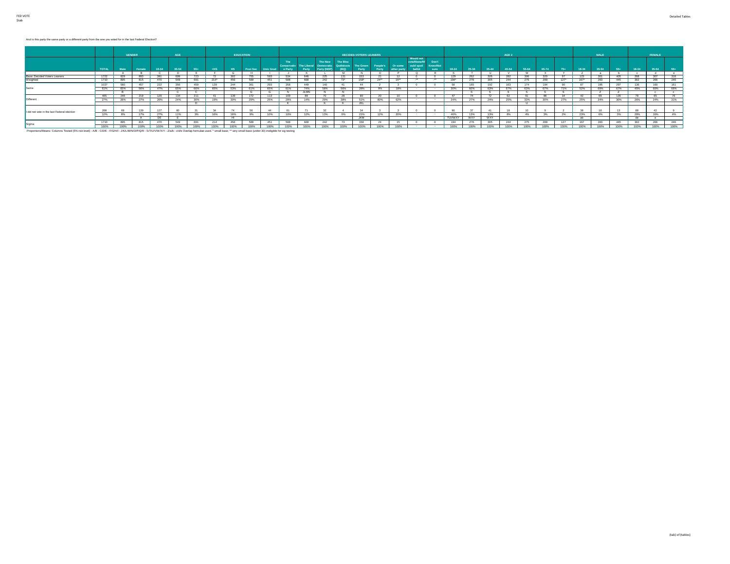And is this party the same party or a different party from the one you voted for in the last Federal Election?

| | TOTAL | GENDER | | AGE | | | EDUCATION | | | | DECIDED-VOTERS LEANERS | | | | | | | | | AGE 2 | | | | | | | MALE | | | FEMALE | | |
|---|---|---|---|---|---|---|---|---|---|---|---|---|---|---|---|---|---|---|---|---|---|---|---|---|---|---|---|---|---|---|---|---|
| | TOTAL | Male | Female | 18-34 | 35-54 | 55+ | <HS | HS | Post Sec | Univ Grad | The Conservative Party | The Liberal Party | The New Democratic Party (NDP) | The Bloc Québécois (BQ) | The Green Party | People's Party | Or some other party | Would not vote/None/Would spoil ballot | Don't Know/Not sure | 18-24 | 25-34 | 35-44 | 45-54 | 55-64 | 65-74 | 75+ | 18-34 | 35-54 | 55+ | 18-34 | 35-54 | 55+ |
| | | A | B | C | D | E | F | G | H | I | J | K | L | M | N | O | P | Q | R | S | T | U | V | W | X | Y | Z | a | b | c | d | e |
| Base: Decided Voters Leaners | 1722 | 829 | 893 | 391 | 608 | 723 | 72 | 302 | 755 | 593 | 534 | 646 | 225 | 131 | 153 | 21 | 12 | 0 | 0 | 129 | 262 | 326 | 282 | 306 | 320 | 97 | 123 | 301 | 405 | 268 | 307 | 318 |
| Weighted | 1710 | 895 | 815 | 470 | 549 | 691 | 214* | 456 | 589 | 451 | 588 | 608 | 242 | 73* | 158* | 24** | 15** | -** | -** | 194* | 276 | 305 | 244 | 275 | 289 | 127* | 167* | 283 | 445 | 302 | 266 | 246 |
| Same | 1037 | 580 | 457 | 222 | 356 | 459 | 139 | 244 | 361 | 293 | 358 | 449 | 140 | 41 | 44 | 2 | 3 | 0 | 0 | 58 | 165 | 192 | 163 | 174 | 194 | 90 | 87 | 195 | 297 | 136 | 160 | 161 |
| | 61% | 65% | 56% | 47% | 65% | 66% | 65% | 53% | 61% | 65% | 61% | 74% | 58% | 56% | 28% | 9% | 18% | - | - | 30% | 60% | 63% | 67% | 63% | 67% | 71% | 52% | 69% | 67% | 45% | 60% | 66% |
| | | B | | | C | C | | | G | G | N | JLMN | N | N | | | | | | | S | S | S | S | S | S | | Z | Z | | c | c |
| Different | 465 | 246 | 219 | 120 | 134 | 211 | 41 | 139 | 172 | 113 | 169 | 88 | 70 | 28 | 80 | 20 | 10 | 0 | 0 | 47 | 74 | 72 | 62 | 91 | 86 | 34 | 42 | 69 | 135 | 78 | 65 | 76 |
| | 27% | 28% | 27% | 26% | 24% | 30% | 19% | 30% | 29% | 25% | 29% | 14% | 29% | 38% | 51% | 80% | 62% | - | - | 24% | 27% | 24% | 25% | 33% | 30% | 27% | 25% | 24% | 30% | 26% | 24% | 31% |
| | | | | | | D | | | | | K | | K | K | JKL | | | | | | | | | U | | | | | | | | |
| I did not vote in the last Federal election | 208 | 69 | 139 | 127 | 60 | 21 | 34 | 74 | 56 | 44 | 61 | 71 | 32 | 4 | 34 | 3 | 3 | 0 | 0 | 90 | 37 | 41 | 18 | 10 | 9 | 2 | 38 | 18 | 13 | 88 | 42 | 9 |
| | 12% | 8% | 17% | 27% | 11% | 3% | 16% | 16% | 9% | 10% | 10% | 12% | 13% | 6% | 21% | 12% | 20% | - | - | 46% | 13% | 13% | 8% | 4% | 3% | 2% | 23% | 6% | 3% | 29% | 16% | 4% |
| | | | A | DE | E | | | HI | | | | | | | JKM | | | | | TUVWXY | WXY | WXY | | | | | ab | | | de | e | |
| Sigma | 1710 | 895 | 815 | 470 | 549 | 691 | 214 | 456 | 589 | 451 | 588 | 608 | 242 | 73 | 158 | 24 | 15 | 0 | 0 | 194 | 276 | 305 | 244 | 275 | 289 | 127 | 167 | 283 | 445 | 302 | 266 | 246 |
| | 100% | 100% | 100% | 100% | 100% | 100% | 100% | 100% | 100% | 100% | 100% | 100% | 100% | 100% | 100% | 100% | 100% | - | - | 100% | 100% | 100% | 100% | 100% | 100% | 100% | 100% | 100% | 100% | 100% | 100% | 100% |

Proportions/Means: Columns Tested (5% risk level) - A/B - C/D/E - F/G/H/I - J/K/L/M/N/O/P/Q/R - S/T/U/V/W/X/Y - Z/a/b - c/d/e Overlap formulae used. * small base; ** very small base (under 30) ineligible for sig testing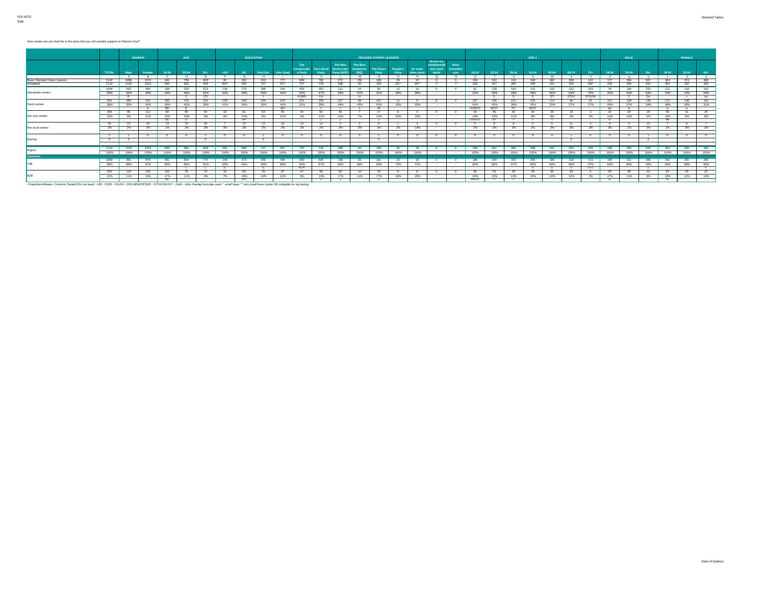How certain are you that this is the party that you will actually support on Election Day?

| | | GENDER | | AGE | | | EDUCATION | | | | DECIDED-VOTERS LEANERS | | | | | | | | | AGE 2 | | | | | | | MALE | | | FEMALE | | |
|---|---|---|---|---|---|---|---|---|---|---|---|---|---|---|---|---|---|---|---|---|---|---|---|---|---|---|---|---|---|---|---|---|
| | TOTAL | Male | Female | 18-34 | 35-54 | 55+ | <HS | HS | Post Sec | Univ Grad | The Conservative Party | The Liberal Party | The New Democratic Party (NDP) | The Bloc Québécois (BQ) | The Green Party | People's Party | Or some other party | Would not vote/None/Would spoil ballot | Don't Know/Not sure | 18-24 | 25-34 | 35-44 | 45-54 | 55-64 | 65-74 | 75+ | 18-34 | 35-54 | 55+ | 18-34 | 35-54 | 55+ |
| | | A | B | C | D | E | F | G | H | I | J | K | L | M | N | O | P | Q | R | S | T | U | V | W | X | Y | Z | a | b | c | d | e |
| Base: Decided Voters Leaners | 2142 | 1068 | 1074 | 481 | 758 | 903 | 90 | 362 | 913 | 777 | 699 | 782 | 272 | 150 | 189 | 26 | 22 | 0 | 0 | 159 | 322 | 410 | 348 | 382 | 389 | 132 | 177 | 384 | 507 | 304 | 374 | 396 |
| Weighted | 2114 | 1102 | 1013 | 583 | 682 | 849 | 264* | 566 | 727 | 557 | 737 | 743 | 288 | 94 | 195 | 32** | 26** | -** | -** | 236 | 347 | 384 | 298 | 341 | 353 | 156* | 228 | 350 | 523 | 354 | 332 | 326 |
| Absolutely certain | 1049 | 593 | 456 | 199 | 328 | 523 | 138 | 279 | 386 | 246 | 459 | 352 | 112 | 44 | 60 | 12 | 10 | 0 | 0 | 61 | 138 | 184 | 143 | 192 | 222 | 109 | 78 | 184 | 331 | 121 | 143 | 192 |
| | 50% | 54% | 45% | 34% | 48% | 62% | 52% | 49% | 53% | 44% | 62% | 47% | 39% | 47% | 31% | 38% | 39% | - | - | 26% | 40% | 48% | 48% | 56% | 63% | 70% | 34% | 53% | 63% | 34% | 43% | 59% |
| | | B | | | C | CD | | | I | | KLMN | LN | | N | | | | | | | S | S | S | ST | STUV | STUVW | | Z | Za | | c | cd |
| Fairly certain | 810 | 389 | 422 | 283 | 276 | 252 | 108 | 194 | 264 | 244 | 231 | 293 | 127 | 39 | 101 | 11 | 9 | 0 | 0 | 127 | 156 | 151 | 125 | 114 | 96 | 42 | 112 | 128 | 149 | 171 | 148 | 102 |
| | 38% | 35% | 42% | 49% | 40% | 30% | 41% | 34% | 36% | 44% | 31% | 39% | 44% | 42% | 52% | 33% | 33% | - | - | 54% | 45% | 39% | 42% | 33% | 27% | 27% | 49% | 37% | 28% | 48% | 45% | 31% |
| | | | A | DE | E | | | | | GH | | J | J | J | JK | | | | | UVWXY | WXY | XY | WXY | | | | ab | b | | e | e | |
| Not very certain | 209 | 96 | 112 | 89 | 65 | 54 | 10 | 81 | 63 | 55 | 34 | 84 | 45 | 7 | 27 | 8 | 4 | 0 | 0 | 43 | 46 | 41 | 24 | 29 | 23 | 3 | 33 | 34 | 29 | 56 | 31 | 25 |
| | 10% | 9% | 11% | 15% | 10% | 6% | 4% | 14% | 9% | 10% | 5% | 11% | 16% | 7% | 14% | 25% | 15% | - | - | 18% | 13% | 11% | 8% | 8% | 6% | 2% | 14% | 10% | 6% | 16% | 9% | 8% |
| | | | | DE | E | | | FH | | | | J | J | | J | | | | | UVWXY | XY | Y | | Y | | | b | | | de | | |
| Not at all certain | 45 | 23 | 23 | 13 | 13 | 20 | 7 | 13 | 13 | 12 | 13 | 14 | 5 | 3 | 6 | 1 | 4 | 0 | 0 | 5 | 8 | 8 | 5 | 6 | 11 | 3 | 6 | 4 | 13 | 7 | 9 | 7 |
| | 2% | 2% | 2% | 2% | 2% | 2% | 3% | 2% | 2% | 2% | 2% | 2% | 2% | 3% | 3% | 2% | 14% | - | - | 2% | 2% | 2% | 2% | 2% | 3% | 2% | 3% | 1% | 3% | 2% | 3% | 2% |
| (Dk/Ns) | 1 | 1 | 0 | 0 | 0 | 1 | 0 | 0 | 1 | 0 | 0 | 0 | 0 | 0 | 1 | 0 | 0 | 0 | 0 | 0 | 0 | 0 | 0 | 0 | 1 | 0 | 0 | 0 | 1 | 0 | 0 | 0 |
| | 0 | 0 | - | - | - | 0 | - | - | 0 | - | - | - | - | - | 0 | - | - | - | - | - | - | - | - | - | 0 | - | - | - | 0 | - | - | - |
| Sigma | 2114 | 1102 | 1013 | 583 | 682 | 849 | 264 | 566 | 727 | 557 | 737 | 743 | 288 | 94 | 195 | 32 | 26 | 0 | 0 | 236 | 347 | 384 | 298 | 341 | 353 | 156 | 228 | 350 | 523 | 354 | 332 | 326 |
| | 100% | 100% | 100% | 100% | 100% | 100% | 100% | 100% | 100% | 100% | 100% | 100% | 100% | 100% | 100% | 100% | 100% | - | - | 100% | 100% | 100% | 100% | 100% | 100% | 100% | 100% | 100% | 100% | 100% | 100% | 100% |
| **Summary** | | | | | | | | | | | | | | | | | | | | | | | | | | | | | | | | |
| T2B | 1859 | 981 | 878 | 481 | 604 | 774 | 246 | 473 | 650 | 490 | 690 | 645 | 238 | 83 | 161 | 23 | 19 | 0 | 0 | 188 | 294 | 335 | 269 | 306 | 318 | 151 | 190 | 312 | 480 | 292 | 292 | 295 |
| | 88% | 89% | 87% | 83% | 89% | 91% | 93% | 84% | 89% | 88% | 94% | 87% | 83% | 89% | 83% | 72% | 71% | - | - | 80% | 85% | 87% | 90% | 90% | 90% | 97% | 83% | 89% | 92% | 82% | 88% | 90% |
| | | | | | C | C | G | | G | | KLN | | | | | | | | | | | | S | S | S | STU | | | Z | | | c |
| B2B | 254 | 119 | 135 | 102 | 78 | 74 | 18 | 93 | 76 | 67 | 47 | 98 | 50 | 10 | 33 | 9 | 8 | 0 | 0 | 48 | 54 | 49 | 29 | 35 | 34 | 5 | 39 | 38 | 43 | 63 | 40 | 32 |
| | 12% | 11% | 13% | 17% | 11% | 9% | 7% | 16% | 10% | 12% | 6% | 13% | 17% | 11% | 17% | 28% | 29% | - | - | 20% | 15% | 13% | 10% | 10% | 10% | 3% | 17% | 11% | 8% | 18% | 12% | 10% |
| | | | | DE | | | | FH | | | | J | J | | J | | | | | VWXY | Y | Y | | | | | b | | | e | | |

Proportions/Means: Columns Tested (5% risk level) - A/B - C/D/E - F/G/H/I - J/K/L/M/N/O/P/Q/R - S/T/U/V/W/X/Y - Z/a/b - c/d/e Overlap formulae used. * small base; ** very small base (under 30) ineligible for sig testing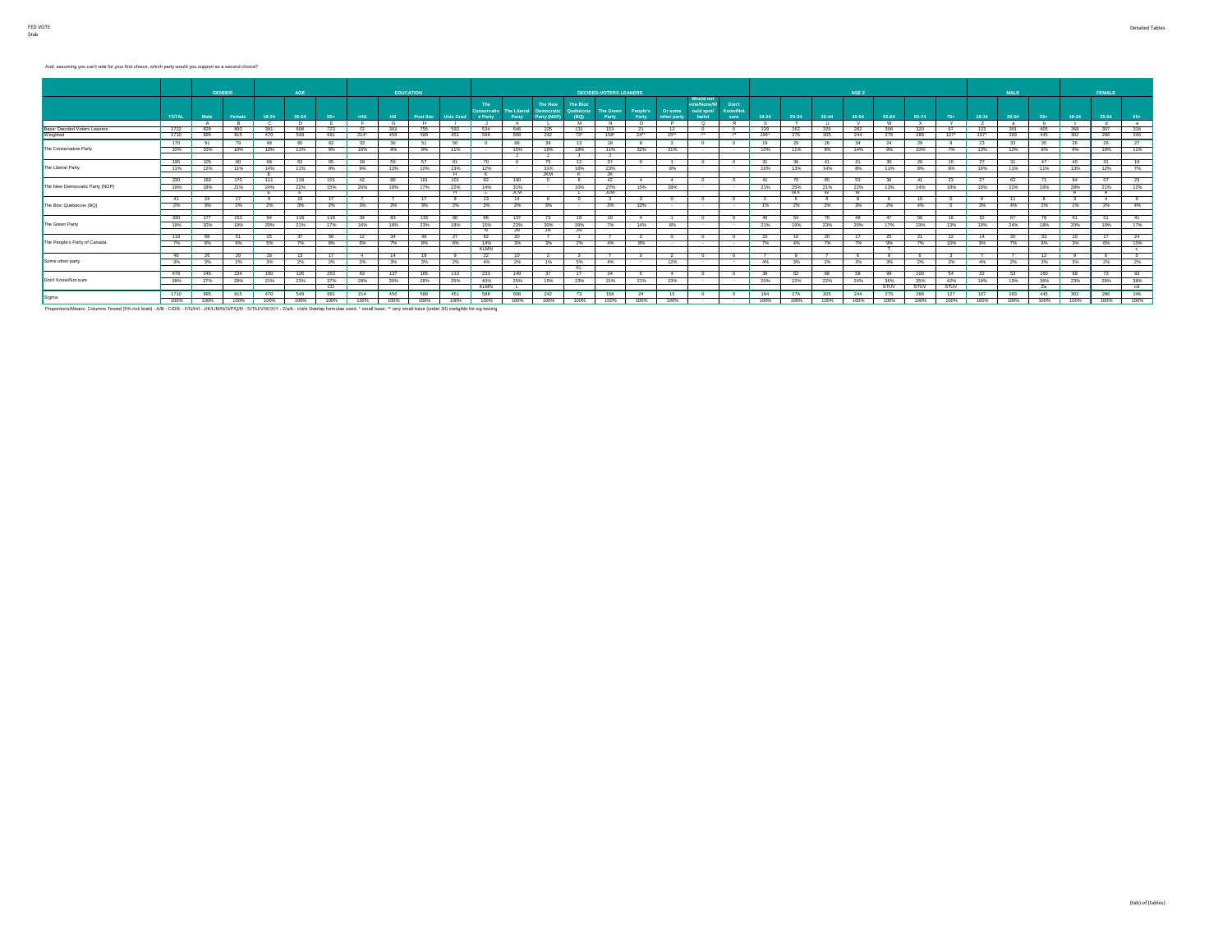And, assuming you can't vote for your first choice, which party would you support as a second choice?

| | | GENDER | | AGE | | | EDUCATION | | | | DECIDED-VOTERS LEANERS | | | | | | | | | AGE 2 | | | | | | | MALE | | | FEMALE | | |
|---|---|---|---|---|---|---|---|---|---|---|---|---|---|---|---|---|---|---|---|---|---|---|---|---|---|---|---|---|---|---|---|---|
| | TOTAL | Male | Female | 18-34 | 35-54 | 55+ | <HS | HS | Post Sec | Univ Grad | The Conservative Party | The Liberal Party | The New Democratic Party (NDP) | The Bloc Québécois (BQ) | The Green Party | People's Party | Or some other party | Would not vote/None/Would spoil ballot | Don't Know/Not sure | 18-24 | 25-34 | 35-44 | 45-54 | 55-64 | 65-74 | 75+ | 18-34 | 35-54 | 55+ | 18-34 | 35-54 | 55+ |
| | A | B | C | D | E | F | G | H | I | J | K | L | M | N | O | P | Q | R | S | T | U | V | W | X | Y | Z | a | b | c | d | e |
| Base: Decided Voters Leaners | 1722 | 829 | 893 | 391 | 608 | 723 | 72 | 302 | 755 | 593 | 534 | 646 | 225 | 131 | 153 | 21 | 12 | 0 | 0 | 129 | 262 | 326 | 282 | 306 | 320 | 97 | 123 | 301 | 405 | 268 | 307 | 318 |
| Weighted | 1710 | 895 | 815 | 470 | 549 | 691 | 214* | 456 | 589 | 451 | 588 | 608 | 242 | 73* | 158* | 24** | 15** | -** | -** | 194* | 276 | 305 | 244 | 275 | 289 | 127* | 167* | 283 | 445 | 302 | 266 | 246 |
| The Conservative Party | 170 | 91 | 79 | 48 | 60 | 62 | 33 | 36 | 51 | 50 | 0 | 88 | 39 | 13 | 18 | 8 | 3 | 0 | 0 | 19 | 29 | 26 | 34 | 24 | 29 | 9 | 23 | 33 | 35 | 26 | 26 | 27 |
| | 10% | 10% | 10% | 10% | 11% | 9% | 16% | 8% | 9% | 11% | - | 15% | 16% | 18% | 11% | 32% | 21% | - | - | 10% | 11% | 8% | 14% | 9% | 10% | 7% | 13% | 12% | 8% | 9% | 10% | 11% |
| | | | | | | | | | | | | J | J | J | J | | | | | | | | | | | | | | | | | |
| The Liberal Party | 195 | 105 | 90 | 68 | 62 | 65 | 18 | 59 | 57 | 61 | 70 | 0 | 75 | 12 | 37 | 0 | 1 | 0 | 0 | 31 | 36 | 41 | 21 | 30 | 26 | 10 | 27 | 31 | 47 | 40 | 31 | 18 |
| | 11% | 12% | 11% | 14% | 11% | 9% | 9% | 13% | 10% | 13% | 12% | - | 31% | 16% | 23% | - | 8% | - | - | 16% | 13% | 14% | 8% | 11% | 9% | 8% | 16% | 11% | 11% | 13% | 12% | 7% |
| | | | | E | | | | | | | K | | JKM | K | JK | | | | | | | | | | | | | | | | | |
| The New Democratic Party (NDP) | 320 | 160 | 170 | 111 | 118 | 101 | 42 | 86 | 101 | 101 | 82 | 190 | 0 | 8 | 42 | 4 | 4 | 0 | 0 | 41 | 70 | 65 | 53 | 36 | 41 | 23 | 27 | 62 | 71 | 84 | 57 | 29 |
| | 19% | 18% | 21% | 24% | 22% | 15% | 20% | 19% | 17% | 22% | 14% | 31% | - | 10% | 27% | 15% | 28% | - | - | 21% | 25% | 21% | 22% | 13% | 14% | 18% | 16% | 22% | 16% | 28% | 21% | 12% |
| | | | | E | E | | | | | H | L | JLM | | L | JLM | | | | | | WX | W | W | | | | | | | e | e | |
| The Bloc Québécois (BQ) | 41 | 24 | 17 | 9 | 15 | 17 | 7 | 7 | 17 | 9 | 13 | 14 | 8 | 0 | 3 | 3 | 0 | 0 | 0 | 2 | 6 | 8 | 8 | 6 | 10 | 0 | 6 | 11 | 8 | 3 | 4 | 9 |
| | 2% | 3% | 2% | 2% | 3% | 2% | 3% | 2% | 3% | 2% | 2% | 2% | 3% | - | 2% | 10% | - | - | - | 1% | 2% | 2% | 3% | 2% | 4% | 0 | 3% | 4% | 2% | 1% | 2% | 4% |
| The Green Party | 330 | 177 | 153 | 94 | 118 | 119 | 34 | 83 | 133 | 80 | 86 | 137 | 73 | 19 | 10 | 4 | 1 | 0 | 0 | 40 | 54 | 70 | 48 | 47 | 56 | 16 | 32 | 67 | 78 | 61 | 51 | 41 |
| | 19% | 20% | 19% | 20% | 21% | 17% | 16% | 18% | 23% | 18% | 15% | 23% | 30% | 26% | 7% | 14% | 8% | - | - | 21% | 19% | 23% | 20% | 17% | 19% | 13% | 19% | 24% | 18% | 20% | 19% | 17% |
| | | | | | | | | | | | N | JN | JN | JN | | | | | | | | | | | | | | | | | | |
| The People's Party of Canada | 119 | 68 | 51 | 25 | 37 | 58 | 12 | 34 | 46 | 27 | 82 | 20 | 7 | 1 | 7 | 2 | 0 | 0 | 0 | 15 | 10 | 20 | 17 | 25 | 21 | 12 | 14 | 20 | 33 | 10 | 17 | 24 |
| | 7% | 8% | 6% | 5% | 7% | 8% | 6% | 7% | 8% | 6% | 14% | 3% | 3% | 2% | 4% | 8% | - | - | - | 7% | 4% | 7% | 7% | 9% | 7% | 10% | 9% | 7% | 8% | 3% | 6% | 10% |
| | | | | | | | | | | | KLMN | | | | | | | | | | | | | T | | | | | | | | c |
| Some other party | 46 | 26 | 20 | 16 | 13 | 17 | 4 | 14 | 19 | 9 | 22 | 10 | 2 | 3 | 7 | 0 | 2 | 0 | 0 | 7 | 9 | 7 | 6 | 9 | 6 | 3 | 7 | 7 | 12 | 9 | 6 | 5 |
| | 3% | 3% | 2% | 3% | 2% | 2% | 2% | 3% | 3% | 2% | 4% | 2% | 1% | 5% | 4% | - | 12% | - | - | 4% | 3% | 2% | 2% | 3% | 2% | 2% | 4% | 2% | 3% | 3% | 2% | 2% |
| | | | | | | | | | | | | | | KL | | | | | | | | | | | | | | | | | | |
| Don't Know/Not sure | 479 | 245 | 234 | 100 | 126 | 253 | 63 | 137 | 165 | 113 | 233 | 149 | 37 | 17 | 34 | 5 | 4 | 0 | 0 | 39 | 62 | 68 | 58 | 99 | 100 | 54 | 32 | 53 | 160 | 68 | 73 | 93 |
| | 28% | 27% | 29% | 21% | 23% | 37% | 29% | 30% | 28% | 25% | 40% | 25% | 15% | 23% | 21% | 21% | 23% | - | - | 20% | 22% | 22% | 24% | 36% | 35% | 42% | 19% | 19% | 36% | 23% | 28% | 38% |
| | | | | | | CD | | | | | KLMN | L | | | | | | | | | | | | STUV | STUV | STUV | | | Za | | | cd |
| Sigma | 1710 | 895 | 815 | 470 | 549 | 691 | 214 | 456 | 589 | 451 | 588 | 608 | 242 | 73 | 158 | 24 | 15 | 0 | 0 | 194 | 276 | 305 | 244 | 275 | 289 | 127 | 167 | 283 | 445 | 302 | 266 | 246 |
| | 100% | 100% | 100% | 100% | 100% | 100% | 100% | 100% | 100% | 100% | 100% | 100% | 100% | 100% | 100% | 100% | 100% | - | - | 100% | 100% | 100% | 100% | 100% | 100% | 100% | 100% | 100% | 100% | 100% | 100% | 100% |

Proportions/Means: Columns Tested (5% risk level) - A/B - C/D/E - F/G/H/I - J/K/L/M/N/O/P/Q/R - S/T/U/V/W/X/Y - Z/a/b - c/d/e Overlap formulae used. * small base; ** very small base (under 30) ineligible for sig testing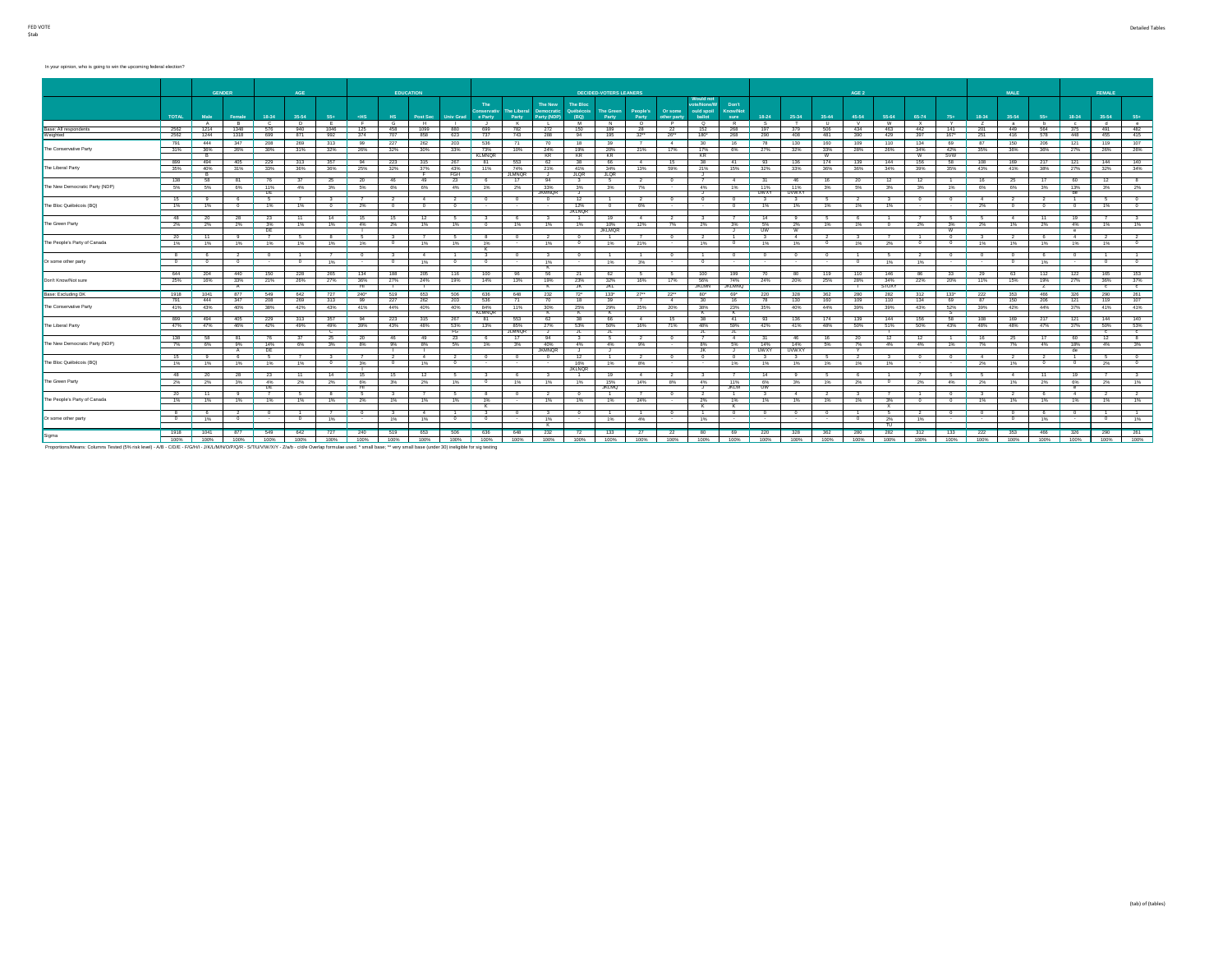In your opinion, who is going to win the upcoming federal election?

| | GENDER | | | AGE | | | EDUCATION | | | | DECIDED-VOTERS LEANERS | | | | | | | | | AGE 2 | | | | | | | MALE | | | FEMALE | | |
|---|---|---|---|---|---|---|---|---|---|---|---|---|---|---|---|---|---|---|---|---|---|---|---|---|---|---|---|---|---|---|---|---|
| | TOTAL | Male | Female | 18-34 | 35-54 | 55+ | <HS | HS | Post Sec | Univ Grad | The Conservative Party | The Liberal Party | The New Democratic Party (NDP) | The Bloc Québécois (BQ) | The Green Party | People's Party | Or some other party | Would not vote/None/Would spoil ballot | Don't Know/Not sure | 18-24 | 25-34 | 35-44 | 45-54 | 55-64 | 65-74 | 75+ | 18-34 | 35-54 | 55+ | 18-34 | 35-54 | 55+ |
| | A | B | C | D | E | F | G | H | I | J | K | L | M | N | O | P | Q | R | S | T | U | V | W | X | Y | Z | a | b | c | d | e | |
| Base: All respondents | 2562 | 1214 | 1348 | 576 | 940 | 1046 | 135 | 458 | 1099 | 860 | 699 | 782 | 272 | 150 | 189 | 26 | 22 | 152 | 268 | 197 | 379 | 506 | 434 | 463 | 442 | 141 | 201 | 449 | 564 | 375 | 491 | 482 |
| Weighted | 2562 | 1244 | 1318 | 699 | 871 | 992 | 374 | 707 | 858 | 623 | 737 | 743 | 288 | 94 | 195 | 32** | 26** | 180* | 268 | 290 | 408 | 481 | 390 | 429 | 397 | 167* | 251 | 416 | 578 | 448 | 455 | 415 |
| The Conservative Party | 791 | 444 | 347 | 208 | 269 | 313 | 99 | 227 | 262 | 203 | 536 | 71 | 70 | 18 | 39 | 7 | 4 | 30 | 16 | 78 | 130 | 160 | 109 | 110 | 134 | 69 | 87 | 150 | 206 | 121 | 119 | 107 |
| | 31% | 36% | 26% | 30% | 31% | 32% | 26% | 32% | 30% | 33% | 73% | 10% | 24% | 19% | 20% | 21% | 17% | 17% | 6% | 27% | 32% | 33% | 28% | 26% | 34% | 42% | 35% | 36% | 36% | 27% | 26% | 26% |
| | | B | | | | | | | | | KLMNQR | | KR | KR | KR | | | KR | | | | W | | | W | SVW | | | | | | |
| The Liberal Party | 889 | 494 | 405 | 229 | 313 | 357 | 94 | 223 | 315 | 267 | 81 | 553 | 62 | 38 | 66 | 4 | 15 | 38 | 41 | 93 | 136 | 174 | 139 | 144 | 156 | 58 | 108 | 169 | 217 | 121 | 144 | 140 |
| | 35% | 40% | 31% | 33% | 36% | 36% | 25% | 32% | 37% | 43% | 11% | 74% | 21% | 41% | 34% | 13% | 59% | 21% | 15% | 32% | 33% | 36% | 36% | 34% | 39% | 35% | 43% | 41% | 38% | 27% | 32% | 34% |
| | | B | | | | | | | F | FGH | | JLMNQR | J | JLQR | JLQR | | | J | | | | | | | | | | | | | | |
| The New Democratic Party (NDP) | 138 | 58 | 81 | 76 | 37 | 25 | 20 | 46 | 49 | 23 | 6 | 17 | 94 | 3 | 5 | 2 | 0 | 7 | 4 | 31 | 46 | 16 | 20 | 12 | 12 | 1 | 16 | 25 | 17 | 60 | 12 | 8 |
| | 5% | 5% | 6% | 11% | 4% | 3% | 5% | 6% | 6% | 4% | 1% | 2% | 33% | 3% | 3% | 7% | - | 4% | 1% | 11% | 11% | 3% | 5% | 3% | 3% | 1% | 6% | 6% | 3% | 13% | 3% | 2% |
| | | | | DE | | | | | | | | | JKMNQR | J | | | | | | UVWXY | UVWXY | | | | | | | | | de | | |
| The Bloc Québécois (BQ) | 15 | 9 | 6 | 5 | 7 | 3 | 7 | 2 | 4 | 2 | 0 | 0 | 0 | 12 | 1 | 2 | 0 | 0 | 0 | 3 | 3 | 5 | 2 | 3 | 0 | 0 | 4 | 2 | 2 | 1 | 5 | 0 |
| | 1% | 1% | 0 | 1% | 1% | 0 | 2% | 0 | 0 | 0 | - | - | - | 13% | 0 | 6% | - | - | - | 1% | 1% | 1% | 1% | 1% | - | - | 2% | 0 | 0 | 0 | 1% | 0 |
| | | | | | | | | | | | | | | JKLNQR | | | | | | | | | | | | | | | | | | |
| The Green Party | 48 | 20 | 28 | 23 | 11 | 14 | 15 | 15 | 12 | 5 | 3 | 6 | 3 | 1 | 19 | 4 | 2 | 3 | 7 | 14 | 9 | 5 | 6 | 1 | 7 | 5 | 5 | 4 | 11 | 19 | 7 | 3 |
| | 2% | 2% | 2% | 3% | 1% | 1% | 4% | 2% | 1% | 1% | 0 | 1% | 1% | 1% | 10% | 12% | 7% | 2% | 3% | 5% | 2% | 1% | 1% | 0 | 2% | 3% | 2% | 1% | 2% | 4% | 1% | 1% |
| | | | | DE | | | I | | | | | | | | JKLMQR | | | | J | UW | | | | | | W | | | | e | | |
| The People's Party of Canada | 20 | 11 | 9 | 7 | 5 | 8 | 5 | 3 | 7 | 5 | 8 | 0 | 2 | 0 | 1 | 7 | 0 | 2 | 1 | 3 | 4 | 2 | 3 | 7 | 1 | 0 | 3 | 2 | 6 | 4 | 2 | 2 |
| | 1% | 1% | 1% | 1% | 1% | 1% | 1% | 0 | 1% | 1% | 1% | - | 1% | 0 | 1% | 21% | - | 1% | 0 | 1% | 1% | 0 | 1% | 2% | 0 | 0 | 1% | 1% | 1% | 1% | 1% | 0 |
| | | | | | | | | | | | K | | | | | | | | | | | | | | | | | | | | | |
| Or some other party | 8 | 6 | 2 | 0 | 1 | 7 | 0 | 3 | 4 | 1 | 3 | 0 | 3 | 0 | 1 | 1 | 0 | 1 | 0 | 0 | 0 | 0 | 1 | 5 | 2 | 0 | 0 | 0 | 6 | 0 | 1 | 1 |
| | 0 | 0 | 0 | - | 0 | 1% | - | 0 | 1% | 0 | 0 | - | 1% | - | 1% | 3% | - | 0 | - | - | - | - | 0 | 1% | 1% | - | - | 0 | 1% | - | 0 | 0 |
| | | | | | | | | | | | | | K | | | | | | | | | | | | | | | | | | | |
| Don't Know/Not sure | 644 | 204 | 440 | 150 | 228 | 265 | 134 | 188 | 205 | 116 | 100 | 95 | 56 | 21 | 62 | 5 | 5 | 100 | 199 | 70 | 80 | 119 | 110 | 146 | 86 | 33 | 29 | 63 | 112 | 122 | 165 | 153 |
| | 25% | 16% | 33% | 21% | 26% | 27% | 36% | 27% | 24% | 19% | 14% | 13% | 19% | 23% | 32% | 16% | 17% | 56% | 74% | 24% | 20% | 25% | 28% | 34% | 22% | 20% | 11% | 15% | 19% | 27% | 36% | 37% |
| | | | A | | | | HI | I | I | | | | K | JK | JKL | | | JKLMN | JKLMNQ | | | | T | STUXY | | | | | Z | | c | c |
| Base: Excluding DK | 1918 | 1041 | 877 | 549 | 642 | 727 | 240* | 519 | 653 | 506 | 636 | 648 | 232 | 72* | 133* | 27** | 22** | 80* | 69* | 220 | 328 | 362 | 280 | 282 | 312 | 133* | 222 | 353 | 466 | 326 | 290 | 261 |
| The Conservative Party | 791 | 444 | 347 | 208 | 269 | 313 | 99 | 227 | 262 | 203 | 536 | 71 | 70 | 18 | 39 | 7 | 4 | 30 | 16 | 78 | 130 | 160 | 109 | 110 | 134 | 69 | 87 | 150 | 206 | 121 | 119 | 107 |
| | 41% | 43% | 40% | 38% | 42% | 43% | 41% | 44% | 40% | 40% | 84% | 11% | 30% | 25% | 29% | 25% | 20% | 38% | 23% | 35% | 40% | 44% | 39% | 39% | 43% | 52% | 39% | 42% | 44% | 37% | 41% | 41% |
| | | | | | | | | | | | KLMNQR | | K | K | K | | | K | | | | | | | | S | | | | | | |
| The Liberal Party | 889 | 494 | 405 | 229 | 313 | 357 | 94 | 223 | 315 | 267 | 81 | 553 | 62 | 38 | 66 | 4 | 15 | 38 | 41 | 93 | 136 | 174 | 139 | 144 | 156 | 58 | 108 | 169 | 217 | 121 | 144 | 140 |
| | 47% | 47% | 46% | 42% | 49% | 49% | 39% | 43% | 48% | 53% | 13% | 85% | 27% | 53% | 50% | 16% | 71% | 48% | 59% | 42% | 41% | 48% | 50% | 51% | 50% | 43% | 48% | 48% | 47% | 37% | 50% | 53% |
| | | | | | | C | | | | FG | | JLMNQR | J | JL | JL | | | JL | JL | | | | | T | | | | | | | c | c |
| The New Democratic Party (NDP) | 138 | 58 | 81 | 76 | 37 | 25 | 20 | 46 | 49 | 23 | 6 | 17 | 94 | 3 | 5 | 2 | 0 | 7 | 4 | 31 | 46 | 16 | 20 | 12 | 12 | 1 | 16 | 25 | 17 | 60 | 12 | 8 |
| | 7% | 6% | 9% | 14% | 6% | 3% | 8% | 9% | 8% | 5% | 1% | 3% | 40% | 4% | 4% | 9% | - | 8% | 5% | 14% | 14% | 5% | 7% | 4% | 4% | 1% | 7% | 7% | 4% | 18% | 4% | 3% |
| | | | A | DE | | | | I | I | | | | JKMNQR | J | | | | JK | J | UWXY | UVWXY | | Y | | | | | | | de | | |
| The Bloc Québécois (BQ) | 15 | 9 | 6 | 5 | 7 | 3 | 7 | 2 | 4 | 2 | 0 | 0 | 0 | 12 | 1 | 2 | 0 | 0 | 0 | 3 | 3 | 5 | 2 | 3 | 0 | 0 | 4 | 2 | 2 | 1 | 5 | 0 |
| | 1% | 1% | 1% | 1% | 1% | 0 | 3% | 0 | 1% | 0 | - | - | - | 16% | 1% | 8% | - | - | - | 1% | 1% | 1% | 1% | 1% | - | - | 2% | 1% | 0 | 0 | 2% | 0 |
| | | | | | | | I | | | | | | | JKLNQR | | | | | | | | | | | | | | | | | | |
| The Green Party | 48 | 20 | 28 | 23 | 11 | 14 | 15 | 15 | 12 | 5 | 3 | 6 | 3 | 1 | 19 | 4 | 2 | 3 | 7 | 14 | 9 | 5 | 6 | 1 | 7 | 5 | 5 | 4 | 11 | 19 | 7 | 3 |
| | 2% | 2% | 3% | 4% | 2% | 2% | 6% | 3% | 2% | 1% | 0 | 1% | 1% | 1% | 15% | 14% | 8% | 4% | 11% | 6% | 3% | 1% | 2% | 0 | 2% | 4% | 2% | 1% | 2% | 6% | 2% | 1% |
| | | | | DE | | | HI | | | | | | | | JKLMQ | | | J | JKLM | UW | | | | | | | | | | e | | |
| The People's Party of Canada | 20 | 11 | 9 | 7 | 5 | 8 | 5 | 3 | 7 | 5 | 8 | 0 | 2 | 0 | 1 | 7 | 0 | 2 | 1 | 3 | 4 | 2 | 3 | 7 | 1 | 0 | 3 | 2 | 6 | 4 | 2 | 2 |
| | 1% | 1% | 1% | 1% | 1% | 1% | 2% | 1% | 1% | 1% | 1% | - | 1% | 1% | 1% | 24% | - | 2% | 1% | 1% | 1% | 1% | 1% | 3% | 0 | 0 | 1% | 1% | 1% | 1% | 1% | 1% |
| | | | | | | | | | | | K | | | | | | | K | K | | | | | X | | | | | | | | |
| Or some other party | 8 | 6 | 2 | 0 | 1 | 7 | 0 | 3 | 4 | 1 | 3 | 0 | 3 | 0 | 1 | 1 | 0 | 1 | 0 | 0 | 0 | 0 | 1 | 5 | 2 | 0 | 0 | 0 | 6 | 0 | 1 | 1 |
| | 0 | 1% | 0 | - | 0 | 1% | - | 1% | 1% | 0 | 0 | - | 1% | - | 1% | 4% | - | 1% | - | - | - | - | 0 | 2% | 1% | - | - | 0 | 1% | - | 0 | 1% |
| | | | | | | | | | | | | | K | | | | | | | | | | | TU | | | | | | | | |
| Sigma | 1918 | 1041 | 877 | 549 | 642 | 727 | 240 | 519 | 653 | 506 | 636 | 648 | 232 | 72 | 133 | 27 | 22 | 80 | 69 | 220 | 328 | 362 | 280 | 282 | 312 | 133 | 222 | 353 | 466 | 326 | 290 | 261 |
| | 100% | 100% | 100% | 100% | 100% | 100% | 100% | 100% | 100% | 100% | 100% | 100% | 100% | 100% | 100% | 100% | 100% | 100% | 100% | 100% | 100% | 100% | 100% | 100% | 100% | 100% | 100% | 100% | 100% | 100% | 100% | 100% |

Proportions/Means: Columns Tested (5% risk level) - A/B - C/D/E - F/G/H/I - J/K/L/M/N/O/P/Q/R - S/T/U/V/W/X/Y - Z/a/b - c/d/e Overlap formulae used. * small base; ** very small base (under 30) ineligible for sig testing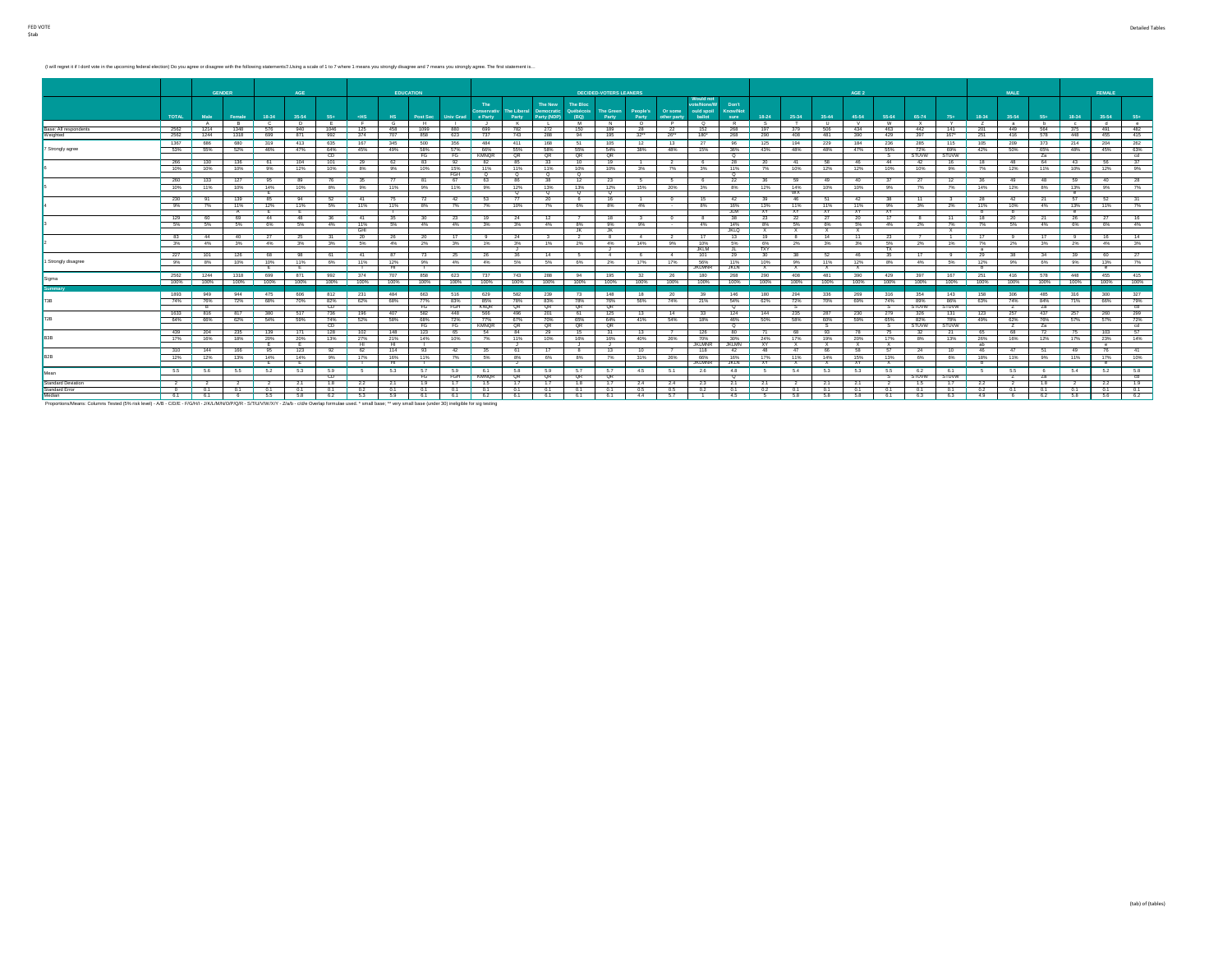(I will regret it if I dont vote in the upcoming federal election) Do you agree or disagree with the following statements? Using a scale of 1 to 7 where 1 means you strongly disagree and 7 means you strongly agree. The first statement is...

| | | GENDER | | AGE | | | EDUCATION | | | | DECIDED-VOTERS LEANERS | | | | | | | | | AGE 2 | | | | | | | MALE | | | FEMALE | | |
|---|---|---|---|---|---|---|---|---|---|---|---|---|---|---|---|---|---|---|---|---|---|---|---|---|---|---|---|---|---|---|---|---|
| | TOTAL | Male | Female | 18-34 | 35-54 | 55+ | <HS | HS | Post Sec | Univ Grad | The Conservative Party | The Liberal Party | The New Democratic Party (NDP) | The Bloc Québécois (BQ) | The Green Party | People's Party | Or some other party | Would not vote/None/Would spoil ballot | Don't Know/Not sure | 18-24 | 25-34 | 35-44 | 45-54 | 55-64 | 65-74 | 75+ | 18-34 | 35-54 | 55+ | 18-34 | 35-54 | 55+ |
| | | A | B | C | D | E | F | G | H | I | J | K | L | M | N | O | P | Q | R | S | T | U | V | W | X | Y | Z | a | b | c | d | e |
| Base: All respondents | 2562 | 1214 | 1348 | 576 | 940 | 1046 | 135 | 458 | 1099 | 880 | 699 | 782 | 272 | 150 | 189 | 26 | 22 | 152 | 268 | 197 | 379 | 506 | 434 | 463 | 442 | 141 | 201 | 449 | 564 | 375 | 491 | 482 |
| Weighted | 2562 | 1244 | 1318 | 699 | 871 | 992 | 374 | 707 | 858 | 623 | 737 | 743 | 288 | 94 | 195 | 32** | 26** | 180* | 268 | 290 | 408 | 481 | 390 | 429 | 397 | 167* | 251 | 416 | 578 | 448 | 455 | 415 |
| 7 Strongly agree | 1367 | 686 | 680 | 319 | 413 | 635 | 167 | 345 | 500 | 356 | 484 | 411 | 168 | 51 | 105 | 12 | 13 | 27 | 96 | 125 | 194 | 229 | 184 | 236 | 285 | 115 | 105 | 209 | 373 | 214 | 204 | 262 |
| | 53% | 55% | 52% | 46% | 47% | 64% | 45% | 49% | 58% | 57% | 66% | 55% | 58% | 55% | 54% | 38% | 48% | 15% | 36% | 43% | 48% | 48% | 47% | 55% | 72% | 69% | 42% | 50% | 65% | 48% | 45% | 63% |
| | | | | | | CD | | | FG | FG | KMNQR | QR | QR | QR | QR | | | | Q | | | | | S | STUVW | STUVW | | | Za | | | cd |
| 6 | 266 | 130 | 136 | 61 | 104 | 101 | 29 | 62 | 83 | 92 | 82 | 85 | 33 | 10 | 19 | 1 | 2 | 6 | 28 | 20 | 41 | 58 | 46 | 44 | 42 | 16 | 18 | 48 | 64 | 43 | 56 | 37 |
| | 10% | 10% | 10% | 9% | 12% | 10% | 8% | 9% | 10% | 15% | 11% | 11% | 11% | 10% | 10% | 3% | 7% | 3% | 11% | 7% | 10% | 12% | 12% | 10% | 10% | 9% | 7% | 12% | 11% | 10% | 12% | 9% |
| | | | | | | | | | | FGH | Q | Q | Q | | | | | | Q | | | | | | | | | | | | | |
| 5 | 260 | 133 | 127 | 95 | 89 | 76 | 35 | 77 | 81 | 67 | 63 | 86 | 38 | 12 | 23 | 5 | 5 | 6 | 22 | 36 | 59 | 49 | 40 | 37 | 27 | 12 | 36 | 49 | 48 | 59 | 40 | 28 |
| | 10% | 11% | 10% | 14% | 10% | 8% | 9% | 11% | 9% | 11% | 9% | 12% | 13% | 13% | 12% | 15% | 20% | 3% | 8% | 12% | 14% | 10% | 10% | 9% | 7% | 7% | 14% | 12% | 8% | 13% | 9% | 7% |
| | | | | E | | | | | | | | Q | Q | Q | Q | | | | | | WX | | | | | | | | | e | | |
| 4 | 230 | 91 | 139 | 85 | 94 | 52 | 41 | 75 | 72 | 42 | 53 | 77 | 20 | 6 | 16 | 1 | 0 | 15 | 42 | 39 | 46 | 51 | 42 | 38 | 11 | 3 | 28 | 42 | 21 | 57 | 52 | 31 |
| | 9% | 7% | 11% | 12% | 11% | 5% | 11% | 11% | 8% | 7% | 7% | 10% | 7% | 6% | 8% | 4% | - | 8% | 16% | 13% | 11% | 11% | 11% | 9% | 3% | 2% | 11% | 10% | 4% | 13% | 11% | 7% |
| | | | A | E | E | | | I | | | | | | | | | | | JLM | XY | XY | XY | XY | XY | | | b | b | | e | | |
| 3 | 129 | 60 | 69 | 44 | 48 | 36 | 41 | 35 | 30 | 23 | 19 | 24 | 12 | 7 | 18 | 3 | 0 | 8 | 38 | 23 | 22 | 27 | 20 | 17 | 8 | 11 | 18 | 20 | 21 | 26 | 27 | 16 |
| | 5% | 5% | 5% | 6% | 5% | 4% | 11% | 5% | 4% | 4% | 3% | 3% | 4% | 8% | 9% | 9% | - | 4% | 14% | 8% | 5% | 6% | 5% | 4% | 2% | 7% | 7% | 5% | 4% | 6% | 6% | 4% |
| | | | | | | | GHI | | | | | | | JK | JK | | | | JKLQ | X | X | X | X | | | X | | | | | | |
| 2 | 83 | 44 | 40 | 27 | 25 | 31 | 20 | 26 | 20 | 17 | 9 | 24 | 3 | 2 | 8 | 4 | 2 | 17 | 13 | 19 | 8 | 14 | 11 | 23 | 7 | 1 | 17 | 9 | 17 | 9 | 16 | 14 |
| | 3% | 4% | 3% | 4% | 3% | 3% | 5% | 4% | 2% | 3% | 1% | 3% | 1% | 2% | 4% | 14% | 9% | 10% | 5% | 6% | 2% | 3% | 3% | 5% | 2% | 1% | 7% | 2% | 3% | 2% | 4% | 3% |
| | | | | | | | | | | | | J | | | J | | | JKLM | JL | TXY | | | | TX | | | a | | | | | |
| 1 Strongly disagree | 227 | 101 | 126 | 68 | 98 | 61 | 41 | 87 | 73 | 25 | 26 | 36 | 14 | 5 | 4 | 6 | 4 | 101 | 29 | 30 | 38 | 52 | 46 | 35 | 17 | 9 | 29 | 38 | 34 | 39 | 60 | 27 |
| | 9% | 8% | 10% | 10% | 11% | 6% | 11% | 12% | 9% | 4% | 4% | 5% | 5% | 6% | 2% | 17% | 17% | 56% | 11% | 10% | 9% | 11% | 12% | 8% | 4% | 5% | 12% | 9% | 6% | 9% | 13% | 7% |
| | | | | E | E | | I | HI | I | | | | | | | | | JKLMNR | JKLN | X | X | X | X | | | | | | | | e | |
| Sigma | 2562 | 1244 | 1318 | 699 | 871 | 992 | 374 | 707 | 858 | 623 | 737 | 743 | 288 | 94 | 195 | 32 | 26 | 180 | 268 | 290 | 408 | 481 | 390 | 429 | 397 | 167 | 251 | 416 | 578 | 448 | 455 | 415 |
| | 100% | 100% | 100% | 100% | 100% | 100% | 100% | 100% | 100% | 100% | 100% | 100% | 100% | 100% | 100% | 100% | 100% | 100% | 100% | 100% | 100% | 100% | 100% | 100% | 100% | 100% | 100% | 100% | 100% | 100% | 100% | 100% |
| **Summary** | | | | | | | | | | | | | | | | | | | | | | | | | | | | | | | | |
| T3B | 1893 | 949 | 944 | 475 | 606 | 812 | 231 | 484 | 663 | 516 | 629 | 582 | 239 | 73 | 148 | 18 | 20 | 39 | 146 | 180 | 294 | 336 | 269 | 316 | 354 | 143 | 158 | 306 | 485 | 316 | 300 | 327 |
| | 74% | 76% | 72% | 68% | 70% | 82% | 62% | 68% | 77% | 83% | 85% | 78% | 83% | 78% | 76% | 56% | 74% | 21% | 54% | 62% | 72% | 70% | 69% | 74% | 89% | 86% | 63% | 74% | 84% | 71% | 66% | 79% |
| | | B | | | | CD | | | FG | FGH | KNQR | QR | QR | QR | QR | | | | Q | | S | | | S | STUVW | STUVW | | Z | Za | | | cd |
| T2B | 1633 | 816 | 817 | 380 | 517 | 736 | 196 | 407 | 582 | 448 | 566 | 496 | 201 | 61 | 125 | 13 | 14 | 33 | 124 | 144 | 235 | 287 | 230 | 279 | 326 | 131 | 123 | 257 | 437 | 257 | 260 | 299 |
| | 64% | 66% | 62% | 54% | 59% | 74% | 52% | 58% | 68% | 72% | 77% | 67% | 70% | 65% | 64% | 41% | 54% | 18% | 46% | 50% | 58% | 60% | 59% | 65% | 82% | 78% | 49% | 62% | 76% | 57% | 57% | 72% |
| | | | | | | CD | | | FG | FG | KMNQR | QR | QR | QR | QR | | | | Q | | | S | | S | STUVW | STUVW | | Z | Za | | | cd |
| B3B | 439 | 204 | 235 | 139 | 171 | 128 | 102 | 148 | 123 | 65 | 54 | 84 | 29 | 15 | 31 | 13 | 7 | 126 | 80 | 71 | 68 | 92 | 78 | 75 | 32 | 21 | 65 | 68 | 72 | 75 | 103 | 57 |
| | 17% | 16% | 18% | 20% | 20% | 13% | 27% | 21% | 14% | 10% | 7% | 11% | 10% | 16% | 16% | 40% | 26% | 70% | 30% | 24% | 17% | 19% | 20% | 17% | 8% | 13% | 26% | 16% | 12% | 17% | 23% | 14% |
| | | | | E | E | | HI | HI | I | | | J | | | J | | | JKLMNR | JKLMN | XY | X | X | X | X | | | ab | | | | e | |
| B2B | 310 | 144 | 166 | 95 | 123 | 92 | 62 | 114 | 93 | 42 | 35 | 61 | 17 | 8 | 13 | 10 | 7 | 118 | 42 | 48 | 47 | 66 | 58 | 57 | 24 | 10 | 46 | 47 | 51 | 49 | 76 | 41 |
| | 12% | 12% | 13% | 14% | 14% | 9% | 17% | 16% | 11% | 7% | 5% | 8% | 6% | 8% | 7% | 31% | 26% | 66% | 16% | 17% | 11% | 14% | 15% | 13% | 6% | 6% | 18% | 11% | 9% | 11% | 17% | 10% |
| | | | | E | E | | I | HI | I | | | J | | | | | | JKLMNR | JKLN | XY | X | X | XY | X | | | b | | | | e | |
| Mean | 5.5 | 5.6 | 5.5 | 5.2 | 5.3 | 5.9 | 5 | 5.3 | 5.7 | 5.9 | 6.1 | 5.8 | 5.9 | 5.7 | 5.7 | 4.5 | 5.1 | 2.6 | 4.8 | 5 | 5.4 | 5.3 | 5.3 | 5.5 | 6.2 | 6.1 | 5 | 5.5 | 6 | 5.4 | 5.2 | 5.8 |
| | | | | | | CD | | | FG | FGH | KMNQR | QR | QR | QR | QR | | | | Q | | | | | S | STUVW | STUVW | | Z | Za | | | cd |
| Standard Deviation | 2 | 2 | 2 | 2 | 2.1 | 1.8 | 2.2 | 2.1 | 1.9 | 1.7 | 1.5 | 1.7 | 1.7 | 1.8 | 1.7 | 2.4 | 2.4 | 2.3 | 2.1 | 2.1 | 2 | 2.1 | 2.1 | 2 | 1.5 | 1.7 | 2.2 | 2 | 1.8 | 2 | 2.2 | 1.9 |
| Standard Error | 0 | 0.1 | 0.1 | 0.1 | 0.1 | 0.1 | 0.2 | 0.1 | 0.1 | 0.1 | 0.1 | 0.1 | 0.1 | 0.1 | 0.1 | 0.5 | 0.5 | 0.2 | 0.1 | 0.2 | 0.1 | 0.1 | 0.1 | 0.1 | 0.1 | 0.1 | 0.2 | 0.1 | 0.1 | 0.1 | 0.1 | 0.1 |
| Median | 6.1 | 6.1 | 6 | 5.5 | 5.8 | 6.2 | 5.3 | 5.9 | 6.1 | 6.1 | 6.2 | 6.1 | 6.1 | 6.1 | 6.1 | 4.4 | 5.7 | 1 | 4.5 | 5 | 5.8 | 5.8 | 5.8 | 6.1 | 6.3 | 6.3 | 4.9 | 6 | 6.2 | 5.8 | 5.6 | 6.2 |

Proportions/Means: Columns Tested (5% risk level) - A/B - C/D/E - F/G/H/I - J/K/L/M/N/O/P/Q/R - S/T/U/V/W/X/Y - Z/a/b - c/d/e Overlap formulae used. * small base; ** very small base (under 30) ineligible for sig testing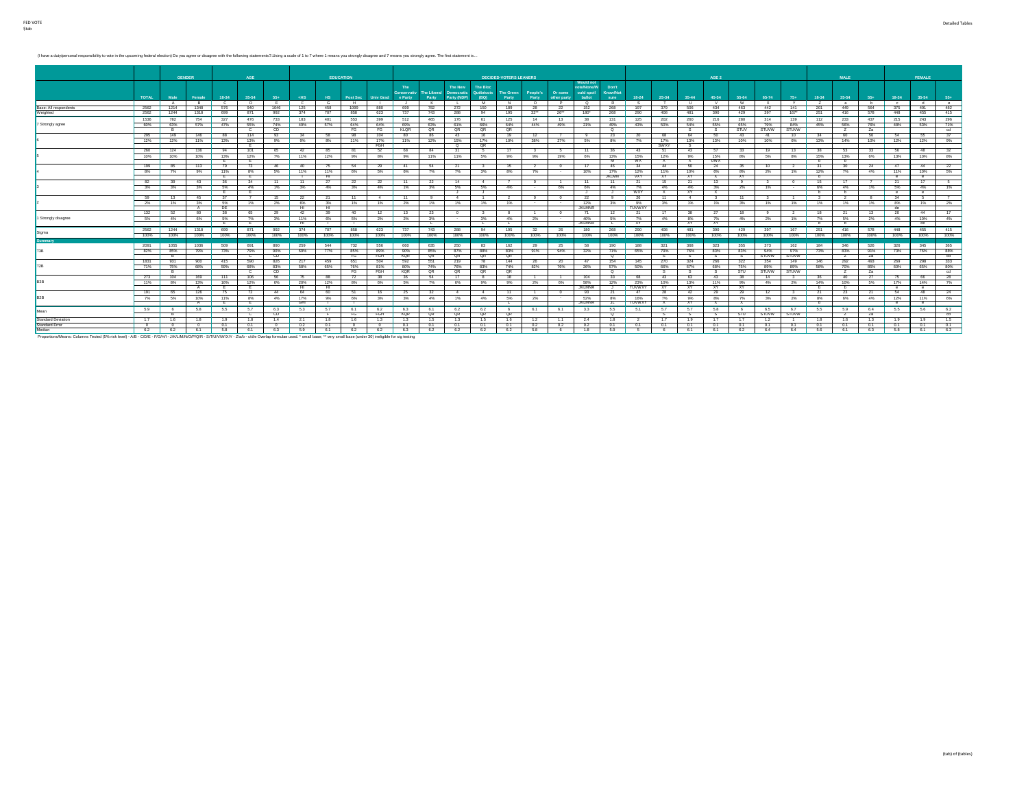FED VOTE
$tab

(I have a duty/personal responsibility to vote in the upcoming federal election) Do you agree or disagree with the following statements? Using a scale of 1 to 7 where 1 means you strongly disagree and 7 means you strongly agree. The first statement is...

| | | GENDER | | AGE | | | EDUCATION | | | | DECIDED-VOTERS LEANERS | | | | | | | | | AGE 2 | | | | | | | MALE | | | FEMALE | | |
|---|---|---|---|---|---|---|---|---|---|---|---|---|---|---|---|---|---|---|---|---|---|---|---|---|---|---|---|---|---|---|---|---|
| | TOTAL | Male | Female | 18-34 | 35-54 | 55+ | <HS | HS | Post Sec | Univ Grad | The Conservative Party | The Liberal Party | The New Democratic Party (NDP) | The Bloc Québécois (BQ) | The Green Party | People's Party | Or some other party | Would not vote/None/Would spoil ballot | Don't Know/Not sure | 18-24 | 25-34 | 35-44 | 45-54 | 55-64 | 65-74 | 75+ | 18-34 | 35-54 | 55+ | 18-34 | 35-54 | 55+ |
| | | A | B | C | D | E | F | G | H | I | J | K | L | M | N | O | P | Q | R | S | T | U | V | W | X | Y | Z | a | b | c | d | e |
| Base: All respondents | 2562 | 1214 | 1348 | 576 | 940 | 1046 | 135 | 458 | 1099 | 880 | 699 | 782 | 272 | 150 | 189 | 26 | 22 | 152 | 268 | 197 | 379 | 506 | 434 | 463 | 442 | 141 | 201 | 449 | 564 | 375 | 491 | 482 |
| Weighted | 2562 | 1244 | 1318 | 699 | 871 | 992 | 374 | 707 | 858 | 623 | 737 | 743 | 288 | 94 | 195 | 32** | 26** | 180* | 268 | 290 | 408 | 481 | 390 | 429 | 397 | 167* | 251 | 416 | 578 | 448 | 455 | 415 |
| 7 Strongly agree | 1536 | 782 | 754 | 327 | 476 | 733 | 183 | 401 | 553 | 399 | 512 | 465 | 176 | 61 | 125 | 14 | 13 | 38 | 131 | 125 | 202 | 260 | 216 | 280 | 314 | 139 | 112 | 233 | 437 | 215 | 243 | 296 |
| | 60% | 63% | 57% | 47% | 55% | 74% | 49% | 57% | 64% | 64% | 69% | 63% | 61% | 66% | 64% | 44% | 49% | 21% | 49% | 43% | 50% | 54% | 55% | 65% | 79% | 84% | 45% | 56% | 76% | 48% | 53% | 71% |
| | | B | | | C | CD | | | FG | FG | KLQR | QR | QR | QR | QR | | | | Q | | | | S | S | STU | STUVW | | Z | Za | | | cd |
| 6 | 296 | 149 | 146 | 88 | 114 | 93 | 34 | 58 | 98 | 104 | 80 | 86 | 43 | 16 | 19 | 12 | 7 | 9 | 23 | 20 | 68 | 64 | 50 | 43 | 41 | 10 | 34 | 60 | 56 | 54 | 55 | 37 |
| | 12% | 12% | 11% | 13% | 13% | 9% | 9% | 8% | 11% | 17% | 11% | 12% | 15% | 17% | 10% | 38% | 27% | 5% | 8% | 7% | 17% | 13% | 13% | 10% | 10% | 6% | 13% | 14% | 10% | 12% | 12% | 9% |
| | | | | | E | | | | | FGH | | | Q | QR | | | | | | | SWXY | S | | | | | | | | | | |
| 5 | 260 | 124 | 136 | 94 | 101 | 65 | 42 | 85 | 81 | 52 | 68 | 84 | 31 | 5 | 17 | 3 | 5 | 11 | 36 | 43 | 51 | 43 | 57 | 33 | 19 | 13 | 38 | 53 | 33 | 56 | 46 | 32 |
| | 10% | 10% | 10% | 13% | 12% | 7% | 11% | 12% | 9% | 8% | 9% | 11% | 11% | 5% | 9% | 9% | 19% | 6% | 13% | 15% | 12% | 9% | 15% | 8% | 5% | 8% | 15% | 13% | 6% | 13% | 10% | 8% |
| | | | | E | E | | | | | | | | | | | | | | M | WX | X | X | bWX | | | | b | b | | | | |
| 4 | 199 | 85 | 113 | 79 | 73 | 46 | 40 | 75 | 54 | 29 | 41 | 54 | 21 | 3 | 15 | 2 | 0 | 17 | 46 | 34 | 44 | 50 | 24 | 35 | 10 | 2 | 31 | 30 | 24 | 47 | 44 | 22 |
| | 8% | 7% | 9% | 11% | 8% | 5% | 11% | 11% | 6% | 5% | 6% | 7% | 7% | 3% | 8% | 7% | - | 10% | 17% | 12% | 11% | 10% | 6% | 8% | 2% | 1% | 12% | 7% | 4% | 11% | 10% | 5% |
| | | | | E | E | | I | HI | | | | | | | | | | | JKLMN | VXY | XY | XY | X | XY | | | b | | | e | e | |
| 3 | 82 | 39 | 43 | 36 | 34 | 11 | 11 | 27 | 22 | 22 | 11 | 22 | 14 | 4 | 7 | 0 | 1 | 11 | 11 | 21 | 15 | 21 | 13 | 9 | 3 | 0 | 15 | 17 | 7 | 21 | 17 | 5 |
| | 3% | 3% | 3% | 5% | 4% | 1% | 3% | 4% | 3% | 4% | 1% | 3% | 5% | 5% | 4% | - | 6% | 6% | 4% | 7% | 4% | 4% | 3% | 2% | 1% | - | 6% | 4% | 1% | 5% | 4% | 1% |
| | | | | E | E | | | | | | | | J | J | | | | J | J | WXY | X | XY | X | | | | b | b | | e | e | |
| 2 | 59 | 13 | 45 | 37 | 7 | 15 | 22 | 21 | 11 | 4 | 11 | 9 | 4 | 1 | 2 | 0 | 0 | 22 | 9 | 26 | 11 | 4 | 3 | 11 | 3 | 1 | 3 | 2 | 8 | 34 | 5 | 7 |
| | 2% | 1% | 3% | 5% | 1% | 2% | 6% | 3% | 1% | 1% | 2% | 1% | 1% | 1% | 1% | - | - | 12% | 3% | 9% | 3% | 1% | 1% | 3% | 1% | 1% | 1% | 1% | 1% | 8% | 1% | 2% |
| | | | A | DE | | | HI | HI | | | | | | | | | | JKLMNR | | TUVWXY | | | | | | | | | | de | | |
| 1 Strongly disagree | 132 | 52 | 80 | 38 | 65 | 29 | 42 | 39 | 40 | 12 | 13 | 23 | 0 | 3 | 8 | 1 | 0 | 71 | 12 | 21 | 17 | 38 | 27 | 18 | 9 | 2 | 18 | 21 | 13 | 20 | 44 | 17 |
| | 5% | 4% | 6% | 5% | 7% | 3% | 11% | 6% | 5% | 2% | 2% | 3% | - | 3% | 4% | 2% | - | 40% | 5% | 7% | 4% | 8% | 7% | 4% | 2% | 1% | 7% | 5% | 2% | 4% | 10% | 4% |
| | | | | E | E | | HI | I | I | | | L | | L | L | | | JKLMNR | L | XY | | XY | XY | | | | b | b | | | cd | |
| Sigma | 2562 | 1244 | 1318 | 699 | 871 | 992 | 374 | 707 | 858 | 623 | 737 | 743 | 288 | 94 | 195 | 32 | 26 | 180 | 268 | 290 | 408 | 481 | 390 | 429 | 397 | 167 | 251 | 416 | 578 | 448 | 455 | 415 |
| | 100% | 100% | 100% | 100% | 100% | 100% | 100% | 100% | 100% | 100% | 100% | 100% | 100% | 100% | 100% | 100% | 100% | 100% | 100% | 100% | 100% | 100% | 100% | 100% | 100% | 100% | 100% | 100% | 100% | 100% | 100% | 100% |
| **Summary** | | | | | | | | | | | | | | | | | | | | | | | | | | | | | | | | |
| T3B | 2091 | 1055 | 1036 | 509 | 691 | 890 | 259 | 544 | 732 | 556 | 660 | 635 | 250 | 83 | 162 | 29 | 25 | 58 | 190 | 188 | 321 | 368 | 323 | 355 | 373 | 162 | 184 | 346 | 526 | 326 | 345 | 365 |
| | 82% | 85% | 79% | 73% | 79% | 90% | 69% | 77% | 85% | 89% | 90% | 85% | 87% | 88% | 83% | 91% | 94% | 32% | 71% | 65% | 79% | 76% | 83% | 83% | 94% | 97% | 73% | 83% | 91% | 73% | 76% | 88% |
| | | B | | | C | CD | | | FG | FGH | KQR | QR | QR | QR | QR | | | | Q | | S | S | S | S | STUVW | STUVW | | Z | Za | | | cd |
| T2B | 1831 | 931 | 900 | 415 | 590 | 826 | 217 | 459 | 651 | 504 | 592 | 551 | 219 | 78 | 144 | 26 | 20 | 47 | 154 | 145 | 270 | 324 | 266 | 322 | 354 | 149 | 146 | 292 | 493 | 269 | 298 | 333 |
| | 71% | 75% | 68% | 59% | 68% | 83% | 58% | 65% | 76% | 81% | 80% | 74% | 76% | 83% | 74% | 82% | 76% | 26% | 57% | 50% | 66% | 67% | 68% | 75% | 89% | 89% | 58% | 70% | 85% | 60% | 65% | 80% |
| | | B | | | C | CD | | | FG | FGH | KQR | QR | QR | QR | QR | | | | Q | | S | S | S | S | STUV | STUVW | | Z | Za | | | cd |
| B3B | 273 | 104 | 169 | 111 | 106 | 56 | 75 | 88 | 72 | 38 | 36 | 54 | 17 | 8 | 18 | 1 | 1 | 104 | 33 | 68 | 43 | 62 | 43 | 38 | 14 | 3 | 36 | 40 | 27 | 75 | 66 | 28 |
| | 11% | 8% | 13% | 16% | 12% | 6% | 20% | 12% | 8% | 6% | 5% | 7% | 6% | 9% | 9% | 2% | 6% | 58% | 12% | 23% | 10% | 13% | 11% | 9% | 4% | 2% | 14% | 10% | 5% | 17% | 14% | 7% |
| | | | A | E | E | | HI | HI | | | | | | | | | | JKLMNR | J | TUVWXY | XY | XY | XY | XY | | | b | b | | e | e | |
| B2B | 191 | 65 | 125 | 75 | 72 | 44 | 64 | 60 | 51 | 16 | 25 | 32 | 4 | 4 | 11 | 1 | 0 | 93 | 21 | 47 | 28 | 42 | 29 | 29 | 12 | 3 | 21 | 23 | 21 | 54 | 48 | 24 |
| | 7% | 5% | 10% | 11% | 8% | 4% | 17% | 9% | 6% | 3% | 3% | 4% | 1% | 4% | 5% | 2% | - | 52% | 8% | 16% | 7% | 9% | 8% | 7% | 3% | 2% | 8% | 6% | 4% | 12% | 11% | 6% |
| | | | A | E | E | | GHI | I | I | | | | | | L | | | JKLMNR | JL | TUVWXY | X | XY | X | X | | | b | | | e | e | |
| Mean | 5.9 | 6 | 5.8 | 5.5 | 5.7 | 6.3 | 5.3 | 5.7 | 6.1 | 6.2 | 6.3 | 6.1 | 6.2 | 6.2 | 6 | 6.1 | 6.1 | 3.3 | 5.5 | 5.1 | 5.7 | 5.7 | 5.8 | 6 | 6.5 | 6.7 | 5.5 | 5.9 | 6.4 | 5.5 | 5.6 | 6.2 |
| | | B | | | C | CD | | | FG | FGH | KQR | QR | QR | QR | QR | | | | Q | | S | S | S | STU | STUVW | STUVW | | Z | Za | | | cd |
| Standard Deviation | 1.7 | 1.6 | 1.8 | 1.9 | 1.8 | 1.4 | 2.1 | 1.8 | 1.6 | 1.3 | 1.3 | 1.5 | 1.3 | 1.5 | 1.6 | 1.2 | 1.1 | 2.4 | 1.8 | 2 | 1.7 | 1.9 | 1.7 | 1.7 | 1.2 | 1 | 1.8 | 1.6 | 1.3 | 1.9 | 1.9 | 1.5 |
| Standard Error | 0 | 0 | 0 | 0.1 | 0.1 | 0 | 0.2 | 0.1 | 0 | 0 | 0.1 | 0.1 | 0.1 | 0.1 | 0.1 | 0.2 | 0.2 | 0.2 | 0.1 | 0.1 | 0.1 | 0.1 | 0.1 | 0.1 | 0.1 | 0.1 | 0.1 | 0.1 | 0.1 | 0.1 | 0.1 | 0.1 |
| Median | 6.2 | 6.2 | 6.1 | 5.8 | 6.1 | 6.3 | 5.9 | 6.1 | 6.2 | 6.2 | 6.3 | 6.2 | 6.2 | 6.2 | 6.2 | 5.8 | 6 | 1.8 | 5.9 | 5 | 6 | 6.1 | 6.1 | 6.2 | 6.4 | 6.4 | 5.6 | 6.1 | 6.3 | 5.8 | 6.1 | 6.3 |

Proportions/Means: Columns Tested (5% risk level) - A/B - C/D/E - F/G/H/I - J/K/L/M/N/O/P/Q/R - S/T/U/V/W/X/Y - Z/a/b - c/d/e Overlap formulae used. * small base; ** very small base (under 30) ineligible for sig testing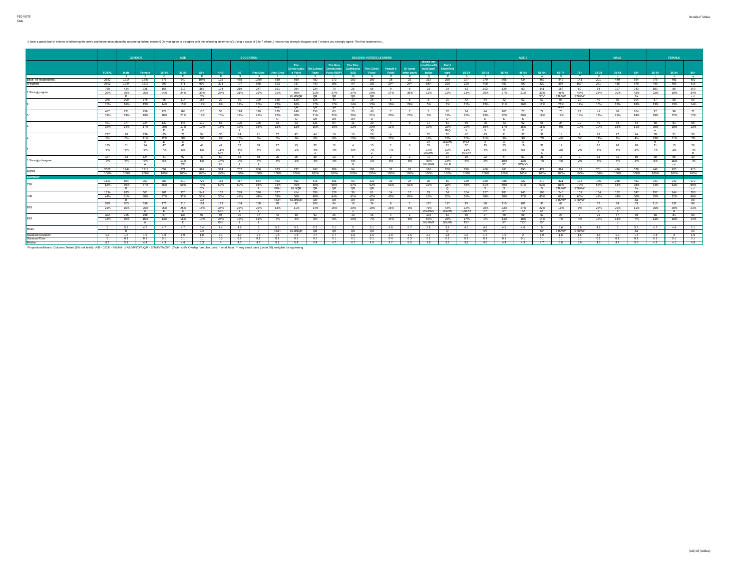(I have a great deal of interest in following the news and information about the upcoming federal election) Do you agree or disagree with the following statements? Using a scale of 1 to 7 where 1 means you strongly disagree and 7 means you strongly agree. The first statement is...

| | | GENDER | | AGE | | | EDUCATION | | | | DECIDED-VOTERS LEANERS | | | | | | | | | AGE 2 | | | | | | | MALE | | | FEMALE | | |
|---|---|---|---|---|---|---|---|---|---|---|---|---|---|---|---|---|---|---|---|---|---|---|---|---|---|---|---|---|---|---|---|---|
| | TOTAL | Male | Female | 18-34 | 35-54 | 55+ | <HS | HS | Post Sec | Univ Grad | The Conservative Party | The Liberal Party | The New Democratic Party (NDP) | The Bloc Québécois (BQ) | The Green Party | People's Party | Or some other party | Would not vote/None/Would spoil ballot | Don't Know/Not sure | 18-24 | 25-34 | 35-44 | 45-54 | 55-64 | 65-74 | 75+ | 18-34 | 35-54 | 55+ | 18-34 | 35-54 | 55+ |
| | A | B | C | D | E | F | G | H | I | J | K | L | M | N | O | P | Q | R | S | T | U | V | W | X | Y | Z | a | b | c | d | e |
| Base: All respondents | 2562 | 1214 | 1348 | 576 | 940 | 1046 | 125 | 458 | 1099 | 880 | 699 | 782 | 272 | 150 | 189 | 28 | 22 | 152 | 268 | 197 | 379 | 506 | 434 | 463 | 442 | 141 | 201 | 449 | 564 | 375 | 491 | 482 |
| Weighted | 2562 | 1244 | 1318 | 699 | 871 | 992 | 374 | 707 | 858 | 623 | 737 | 743 | 288 | 94 | 195 | 32** | 26** | 180* | 268 | 290 | 408 | 481 | 390 | 429 | 397 | 167* | 251 | 416 | 578 | 448 | 455 | 415 |
| 7 Strongly agree | 760 | 434 | 326 | 165 | 212 | 383 | 104 | 219 | 247 | 191 | 294 | 234 | 79 | 25 | 55 | 9 | 9 | 21 | 34 | 62 | 102 | 129 | 83 | 141 | 162 | 80 | 64 | 127 | 243 | 100 | 85 | 140 |
| | 30% | 35% | 25% | 24% | 24% | 39% | 28% | 31% | 29% | 31% | 40% | 31% | 27% | 27% | 29% | 27% | 36% | 12% | 13% | 21% | 25% | 27% | 21% | 33% | 41% | 48% | 26% | 30% | 42% | 22% | 19% | 34% |
| | | B | | | | CD | | | | | KLMNQR | QR | QR | QR | QR | | | | | | | | | STV | STUVW | STUVW | | | Za | | | cd |
| 6 | 375 | 200 | 175 | 96 | 114 | 164 | 29 | 80 | 129 | 136 | 120 | 125 | 49 | 13 | 26 | 5 | 8 | 8 | 20 | 42 | 54 | 52 | 62 | 52 | 83 | 29 | 40 | 55 | 104 | 57 | 58 | 60 |
| | 15% | 16% | 13% | 14% | 13% | 17% | 8% | 11% | 15% | 22% | 16% | 17% | 17% | 14% | 13% | 16% | 29% | 5% | 7% | 15% | 13% | 11% | 16% | 12% | 21% | 17% | 16% | 13% | 18% | 13% | 13% | 14% |
| | | | | | | | | | F | FGH | QR | QR | QR | Q | Q | | | | | | | | | | TUW | | | | | | | |
| 5 | 487 | 231 | 256 | 128 | 184 | 175 | 56 | 118 | 179 | 135 | 148 | 158 | 63 | 25 | 40 | 7 | 7 | 5 | 35 | 34 | 94 | 107 | 77 | 77 | 75 | 23 | 41 | 86 | 104 | 87 | 98 | 71 |
| | 19% | 19% | 19% | 18% | 21% | 18% | 15% | 17% | 21% | 22% | 20% | 21% | 22% | 26% | 21% | 20% | 27% | 3% | 13% | 12% | 23% | 22% | 20% | 18% | 19% | 14% | 17% | 21% | 18% | 19% | 22% | 17% |
| | | | | | | | | | | G | Q | QR | QR | QR | Q | | | | Q | | S | S | X | | | | | | | | | |
| 4 | 401 | 177 | 224 | 137 | 145 | 119 | 56 | 126 | 136 | 83 | 93 | 121 | 54 | 11 | 39 | 4 | 0 | 17 | 62 | 59 | 78 | 83 | 63 | 66 | 34 | 19 | 49 | 64 | 64 | 88 | 81 | 55 |
| | 16% | 14% | 17% | 20% | 17% | 12% | 15% | 18% | 16% | 13% | 13% | 16% | 19% | 12% | 20% | 11% | - | 10% | 23% | 20% | 19% | 17% | 16% | 15% | 9% | 12% | 19% | 15% | 11% | 20% | 18% | 13% |
| | | | | E | E | | | I | | | | | | | JQ | | | | JMQ | X | X | X | X | X | | | b | | | e | | |
| 3 | 217 | 78 | 139 | 85 | 78 | 54 | 35 | 74 | 71 | 37 | 42 | 44 | 19 | 10 | 20 | 4 | 0 | 25 | 55 | 42 | 43 | 41 | 37 | 31 | 14 | 9 | 28 | 27 | 24 | 58 | 51 | 30 |
| | 8% | 6% | 11% | 12% | 9% | 5% | 9% | 10% | 8% | 6% | 6% | 6% | 6% | 10% | 10% | 12% | - | 14% | 21% | 15% | 11% | 9% | 9% | 7% | 4% | 5% | 11% | 7% | 4% | 13% | 11% | 7% |
| | | | A | E | E | | | I | | | | | | | | | | JK | JKLMN | WXY | X | X | X | | | | b | | | e | | |
| 2 | 135 | 61 | 74 | 47 | 41 | 48 | 42 | 37 | 39 | 17 | 15 | 32 | 12 | 4 | 13 | 2 | 0 | 31 | 26 | 32 | 15 | 23 | 18 | 31 | 12 | 4 | 16 | 26 | 20 | 31 | 15 | 28 |
| | 5% | 5% | 6% | 7% | 5% | 5% | 11% | 5% | 4% | 3% | 2% | 4% | 4% | 5% | 7% | 7% | - | 17% | 10% | 11% | 4% | 5% | 5% | 7% | 3% | 2% | 6% | 6% | 3% | 7% | 3% | 7% |
| | | | | | | | GHI | | | | | J | | | J | | | JKLMN | JK | TUVXY | | | | X | | | | | | | | e |
| 1 Strongly disagree | 187 | 63 | 124 | 41 | 97 | 49 | 52 | 53 | 58 | 25 | 25 | 30 | 13 | 5 | 2 | 2 | 2 | 72 | 37 | 19 | 22 | 47 | 51 | 31 | 16 | 3 | 13 | 31 | 19 | 28 | 66 | 30 |
| | 7% | 5% | 9% | 6% | 11% | 5% | 14% | 7% | 7% | 4% | 3% | 4% | 4% | 6% | 1% | 6% | 8% | 40% | 14% | 6% | 5% | 10% | 13% | 7% | 4% | 2% | 5% | 7% | 3% | 6% | 15% | 7% |
| | | | A | | CE | | HI | I | I | | | | | N | | | | JKLMNR | JKLN | | | XY | STWXY | | | | | b | | | ce | |
| Sigma | 2562 | 1244 | 1318 | 699 | 871 | 992 | 374 | 707 | 858 | 623 | 737 | 743 | 288 | 94 | 195 | 32 | 26 | 180 | 268 | 290 | 408 | 481 | 390 | 429 | 397 | 167 | 251 | 416 | 578 | 448 | 455 | 415 |
| | 100% | 100% | 100% | 100% | 100% | 100% | 100% | 100% | 100% | 100% | 100% | 100% | 100% | 100% | 100% | 100% | 100% | 100% | 100% | 100% | 100% | 100% | 100% | 100% | 100% | 100% | 100% | 100% | 100% | 100% | 100% | 100% |
| **Summary** | | | | | | | | | | | | | | | | | | | | | | | | | | | | | | | | |
| T3B | 1621 | 864 | 757 | 389 | 510 | 723 | 188 | 417 | 554 | 462 | 562 | 516 | 191 | 63 | 121 | 20 | 24 | 35 | 89 | 139 | 250 | 288 | 222 | 270 | 321 | 132 | 146 | 268 | 451 | 243 | 242 | 272 |
| | 63% | 69% | 57% | 56% | 59% | 73% | 50% | 59% | 65% | 74% | 76% | 69% | 66% | 67% | 62% | 63% | 92% | 19% | 33% | 48% | 61% | 60% | 57% | 63% | 81% | 79% | 58% | 64% | 78% | 54% | 53% | 65% |
| | | B | | | | CD | | | F | FGH | KLNQR | QR | QR | QR | QR | | | | Q | | S | S | | S | STUVW | STUVW | | | Za | | | cd |
| T2B | 1134 | 633 | 501 | 261 | 326 | 547 | 132 | 299 | 376 | 327 | 414 | 358 | 128 | 38 | 81 | 14 | 17 | 29 | 54 | 104 | 157 | 181 | 145 | 193 | 245 | 109 | 104 | 182 | 347 | 157 | 144 | 200 |
| | 44% | 51% | 38% | 37% | 37% | 55% | 35% | 42% | 44% | 53% | 56% | 48% | 44% | 41% | 42% | 43% | 65% | 16% | 20% | 36% | 38% | 38% | 37% | 45% | 62% | 66% | 42% | 44% | 60% | 35% | 32% | 48% |
| | | B | | | | CD | | | | FGH | KLMNQR | QR | QR | QR | QR | | | | | | | | | S | STUVW | STUVW | | | Za | | | cd |
| B3B | 539 | 203 | 336 | 173 | 216 | 151 | 129 | 164 | 168 | 78 | 82 | 106 | 44 | 19 | 34 | 8 | 2 | 127 | 117 | 93 | 80 | 110 | 106 | 93 | 43 | 15 | 57 | 84 | 63 | 116 | 132 | 88 |
| | 21% | 16% | 26% | 25% | 25% | 15% | 35% | 23% | 20% | 13% | 11% | 14% | 15% | 20% | 18% | 26% | 8% | 71% | 44% | 32% | 20% | 23% | 27% | 22% | 11% | 9% | 23% | 20% | 11% | 26% | 29% | 21% |
| | | | A | E | E | | GHI | I | I | | | | | | J | | | JKLMNR | JKLMN | TUWXY | XY | XY | TXY | XY | | | b | b | | e | e | |
| B2B | 322 | 125 | 198 | 87 | 138 | 97 | 94 | 90 | 97 | 42 | 40 | 62 | 25 | 10 | 15 | 4 | 2 | 103 | 62 | 50 | 37 | 69 | 69 | 62 | 28 | 7 | 29 | 57 | 39 | 58 | 81 | 58 |
| | 13% | 10% | 15% | 13% | 16% | 10% | 25% | 13% | 11% | 7% | 5% | 8% | 9% | 10% | 7% | 14% | 8% | 57% | 23% | 17% | 9% | 14% | 18% | 14% | 7% | 4% | 12% | 14% | 7% | 13% | 18% | 14% |
| | | | A | | E | | GHI | I | I | | | | | | | | | JKLMNR | JKLMN | TXY | | XY | TXY | XY | | | | b | | | | |
| Mean | 5 | 5.2 | 4.7 | 4.7 | 4.7 | 5.4 | 4.4 | 4.9 | 5 | 5.3 | 5.5 | 5.2 | 5.1 | 5 | 5.1 | 4.9 | 5.7 | 2.8 | 3.8 | 4.5 | 4.9 | 4.8 | 4.6 | 5 | 5.6 | 5.8 | 4.9 | 5 | 5.6 | 4.7 | 4.4 | 5.1 |
| | | B | | | | CD | | F | F | FGH | KLMNQR | QR | QR | QR | QR | | | | Q | | SV | | | SV | STUVW | STUVW | | | Za | | | cd |
| Standard Deviation | 1.9 | 1.8 | 1.9 | 1.8 | 1.9 | 1.8 | 2.1 | 1.9 | 1.8 | 1.6 | 1.6 | 1.7 | 1.7 | 1.8 | 1.6 | 1.9 | 1.6 | 2.1 | 1.8 | 1.9 | 1.7 | 1.9 | 2 | 1.9 | 1.6 | 1.5 | 1.8 | 1.9 | 1.6 | 1.8 | 2 | 1.9 |
| Standard Error | 0 | 0.1 | 0.1 | 0.1 | 0.1 | 0.1 | 0.2 | 0.1 | 0.1 | 0.1 | 0.1 | 0.1 | 0.1 | 0.1 | 0.1 | 0.4 | 0.3 | 0.2 | 0.1 | 0.1 | 0.1 | 0.1 | 0.1 | 0.1 | 0.1 | 0.1 | 0.1 | 0.1 | 0.1 | 0.1 | 0.1 | 0.1 |
| Median | 4.7 | 5.1 | 4.4 | 4.3 | 4.4 | 5.3 | 4 | 4.5 | 4.7 | 5.1 | 5.4 | 4.9 | 4.7 | 4.7 | 4.6 | 4.7 | 5.5 | 1.6 | 3.3 | 3.9 | 4.5 | 4.4 | 4.3 | 4.7 | 5.6 | 5.9 | 4.5 | 4.7 | 5.6 | 4.2 | 4.1 | 4.9 |

Proportions/Means: Columns Tested (5% risk level) - A/B - C/D/E - F/G/H/I - J/K/L/M/N/O/P/Q/R - S/T/U/V/W/X/Y - Z/a/b - c/d/e Overlap formulae used. * small base; ** very small base (under 30) ineligible for sig testing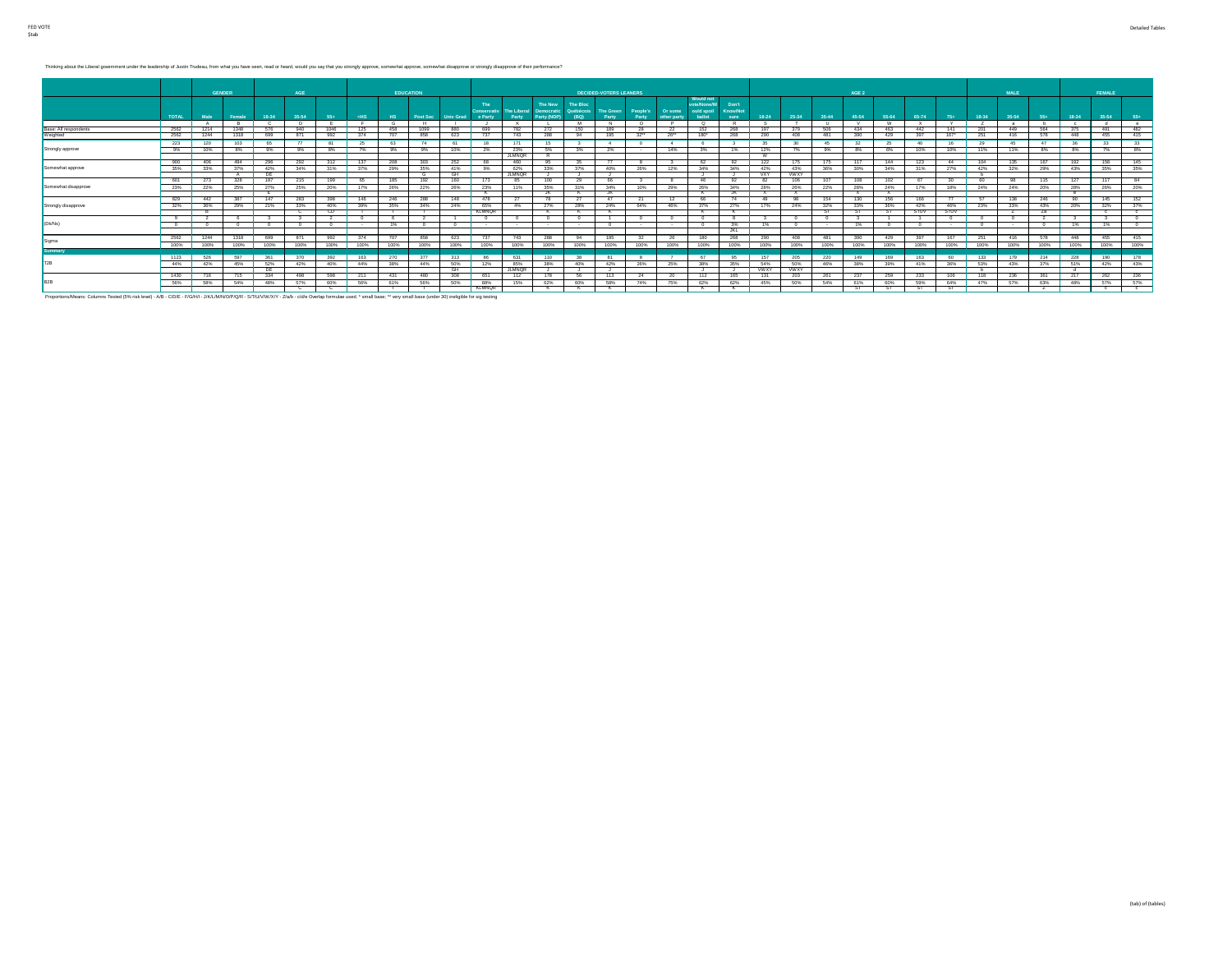Thinking about the Liberal government under the leadership of Justin Trudeau, from what you have seen, read or heard, would you say that you strongly approve, somewhat approve, somewhat disapprove or strongly disapprove of their performance?

| | | GENDER | | AGE | | | EDUCATION | | | | DECIDED-VOTERS LEANERS | | | | | | | | | AGE 2 | | | | | | | MALE | | | FEMALE | | |
|---|---|---|---|---|---|---|---|---|---|---|---|---|---|---|---|---|---|---|---|---|---|---|---|---|---|---|---|---|---|---|---|---|
| | TOTAL | Male | Female | 18-34 | 35-54 | 55+ | <HS | HS | Post Sec | Univ Grad | The Conservative Party | The Liberal Party | The New Democratic Party (NDP) | The Bloc Québécois (BQ) | The Green Party | People's Party | Or some other party | Would not vote/None/Would spoil ballot | Don't Know/Not sure | 18-24 | 25-34 | 35-44 | 45-54 | 55-64 | 65-74 | 75+ | 18-34 | 35-54 | 55+ | 18-34 | 35-54 | 55+ |
| | | A | B | C | D | E | F | G | H | I | J | K | L | M | N | O | P | Q | R | S | T | U | V | W | X | Y | Z | a | b | c | d | e |
| Base: All respondents | 2562 | 1214 | 1348 | 576 | 940 | 1046 | 135 | 458 | 1099 | 860 | 699 | 782 | 272 | 150 | 189 | 26 | 22 | 152 | 268 | 197 | 379 | 506 | 434 | 463 | 442 | 141 | 201 | 449 | 564 | 375 | 491 | 482 |
| Weighted | 2562 | 1244 | 1318 | 699 | 871 | 992 | 374 | 707 | 858 | 623 | 737 | 743 | 288 | 94 | 195 | 32** | 26** | 180* | 268 | 290 | 408 | 481 | 290 | 429 | 397 | 167* | 251 | 416 | 578 | 448 | 455 | 415 |
| Strongly approve | 223 | 120 | 103 | 65 | 77 | 81 | 25 | 63 | 74 | 61 | 18 | 171 | 15 | 3 | 4 | 0 | 4 | 6 | 3 | 35 | 30 | 45 | 32 | 25 | 40 | 16 | 29 | 45 | 47 | 36 | 33 | 33 |
| | 9% | 10% | 8% | 9% | 9% | 8% | 7% | 9% | 9% | 10% | 2% | 23% | 5% | 3% | 2% | - | 14% | 3% | 1% | 12% | 7% | 9% | 8% | 6% | 10% | 10% | 11% | 11% | 8% | 8% | 7% | 8% |
| | | | | | | | | | | | | JLMNQR | R | | | | | | | W | | | | | | | | | | | | |
| Somewhat approve | 900 | 406 | 494 | 296 | 292 | 312 | 137 | 208 | 303 | 252 | 68 | 460 | 95 | 35 | 77 | 8 | 3 | 62 | 92 | 122 | 175 | 175 | 117 | 144 | 123 | 44 | 104 | 135 | 187 | 192 | 158 | 145 |
| | 35% | 33% | 37% | 42% | 34% | 31% | 37% | 29% | 35% | 41% | 9% | 62% | 33% | 37% | 40% | 26% | 12% | 34% | 34% | 42% | 43% | 36% | 30% | 34% | 31% | 27% | 42% | 32% | 29% | 43% | 35% | 35% |
| | | | A | DE | | | | | G | GH | | JLMNQR | J | J | J | | | J | J | VXY | VWXY | | | | | | b | | | | | |
| Somewhat disapprove | 601 | 273 | 328 | 187 | 215 | 199 | 65 | 185 | 192 | 160 | 173 | 85 | 100 | 29 | 66 | 3 | 8 | 46 | 92 | 82 | 106 | 107 | 108 | 102 | 67 | 30 | 60 | 98 | 115 | 127 | 117 | 84 |
| | 23% | 22% | 25% | 27% | 25% | 20% | 17% | 26% | 22% | 26% | 23% | 11% | 35% | 31% | 34% | 10% | 29% | 26% | 34% | 28% | 26% | 22% | 26% | 24% | 17% | 18% | 24% | 24% | 20% | 28% | 26% | 20% |
| | | | | E | | | | | | | K | | JK | K | JK | | | K | JK | X | X | | X | X | | | | | | e | | |
| Strongly disapprove | 829 | 442 | 387 | 147 | 283 | 398 | 146 | 246 | 288 | 148 | 478 | 27 | 78 | 27 | 47 | 21 | 12 | 66 | 74 | 49 | 98 | 154 | 130 | 156 | 166 | 77 | 57 | 138 | 246 | 90 | 145 | 152 |
| | 32% | 36% | 29% | 21% | 33% | 40% | 39% | 35% | 34% | 24% | 65% | 4% | 27% | 28% | 24% | 64% | 46% | 37% | 27% | 17% | 24% | 32% | 33% | 36% | 42% | 46% | 23% | 33% | 43% | 20% | 32% | 37% |
| | | B | | | C | CD | I | I | I | | KLMNQR | | K | K | K | | | K | K | | | ST | ST | ST | STUV | STUV | | Z | Za | | c | c |
| (Dk/Na) | 9 | 2 | 6 | 3 | 3 | 2 | 0 | 6 | 2 | 1 | 0 | 0 | 0 | 0 | 1 | 0 | 0 | 0 | 8 | 3 | 0 | 0 | 3 | 1 | 1 | 0 | 0 | 0 | 2 | 3 | 3 | 0 |
| | 0 | 0 | 0 | 0 | 0 | 0 | - | 1% | 0 | 0 | - | - | - | - | 0 | - | - | 0 | 3% | 1% | 0 | - | 1% | 0 | 0 | - | 0 | - | 0 | 1% | 1% | 0 |
| | | | | | | | | | | | | | | | | | | | JKL | | | | | | | | | | | | | |
| Sigma | 2562 | 1244 | 1318 | 699 | 871 | 992 | 374 | 707 | 858 | 623 | 737 | 743 | 288 | 94 | 195 | 32 | 26 | 180 | 268 | 290 | 408 | 481 | 290 | 429 | 397 | 167 | 251 | 416 | 578 | 448 | 455 | 415 |
| | 100% | 100% | 100% | 100% | 100% | 100% | 100% | 100% | 100% | 100% | 100% | 100% | 100% | 100% | 100% | 100% | 100% | 100% | 100% | 100% | 100% | 100% | 100% | 100% | 100% | 100% | 100% | 100% | 100% | 100% | 100% | 100% |
| **Summary** | | | | | | | | | | | | | | | | | | | | | | | | | | | | | | | | |
| T2B | 1123 | 526 | 597 | 361 | 370 | 392 | 163 | 270 | 377 | 313 | 86 | 631 | 110 | 38 | 81 | 8 | 7 | 67 | 95 | 157 | 205 | 220 | 149 | 169 | 163 | 60 | 133 | 179 | 234 | 228 | 190 | 178 |
| | 44% | 42% | 45% | 52% | 42% | 40% | 44% | 38% | 44% | 50% | 12% | 85% | 38% | 40% | 42% | 26% | 25% | 38% | 35% | 54% | 50% | 46% | 38% | 39% | 41% | 36% | 53% | 43% | 37% | 51% | 42% | 43% |
| | | | | DE | | | | | | GH | | JLMNQR | J | J | J | | | J | J | VWXY | VWXY | | | | | | b | | | d | | |
| B2B | 1430 | 716 | 715 | 334 | 498 | 598 | 211 | 431 | 480 | 308 | 651 | 112 | 178 | 56 | 113 | 24 | 20 | 112 | 165 | 131 | 203 | 261 | 237 | 259 | 233 | 106 | 118 | 236 | 361 | 217 | 262 | 236 |
| | 56% | 58% | 54% | 48% | 57% | 60% | 56% | 61% | 56% | 50% | 88% | 15% | 62% | 60% | 58% | 74% | 75% | 62% | 62% | 45% | 50% | 54% | 61% | 60% | 59% | 64% | 47% | 57% | 63% | 49% | 57% | 57% |
| | | | | | C | C | | I | I | | KLMNQR | | K | K | K | | | K | K | | | | ST | ST | ST | ST | | | Z | | c | c |

Proportions/Means: Columns Tested (5% risk level) - A/B - C/D/E - F/G/H/I - J/K/L/M/N/O/P/Q/R - S/T/U/V/W/X/Y - Z/a/b - c/d/e Overlap formulae used. * small base; ** very small base (under 30) ineligible for sig testing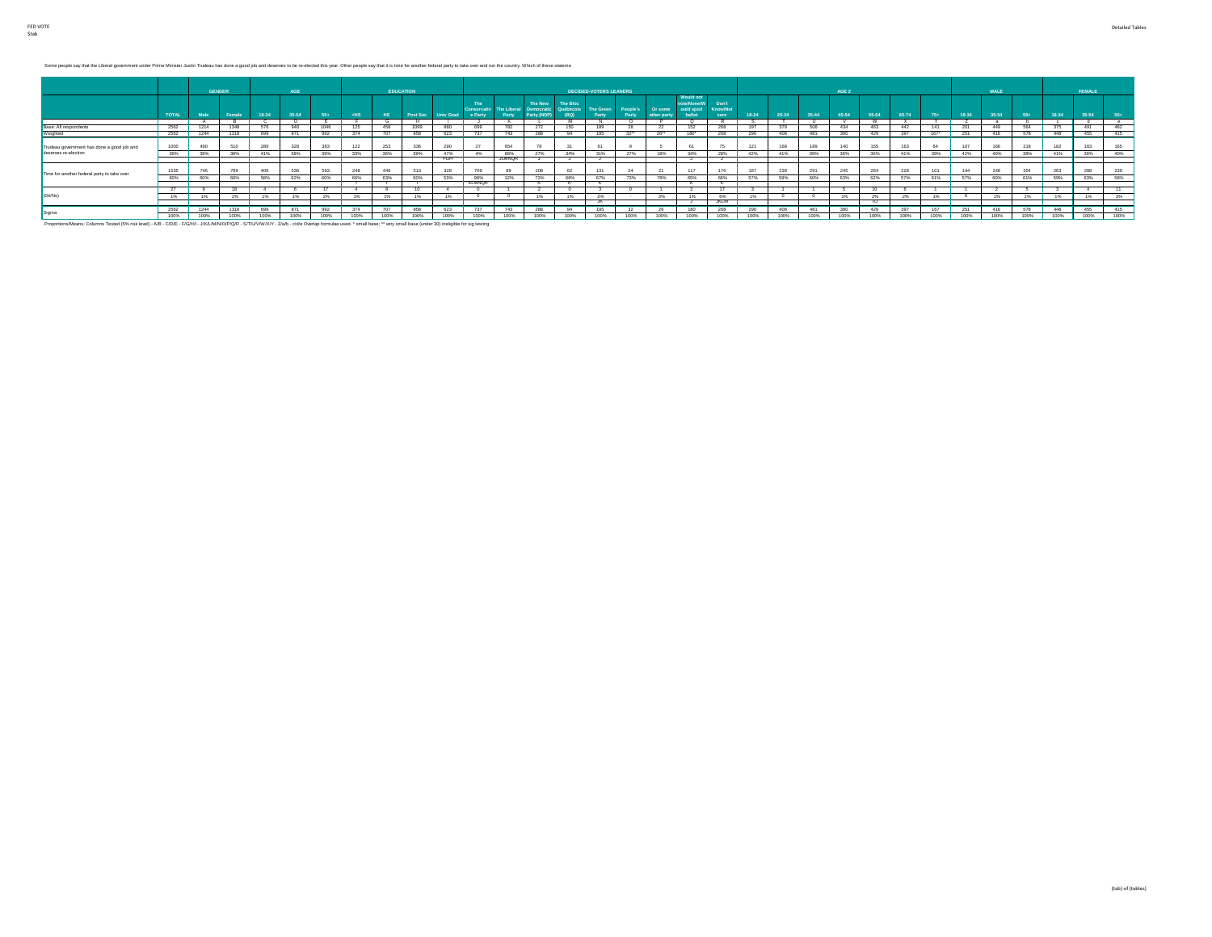Some people say that the Liberal government under Prime Minister Justin Trudeau has done a good job and deserves to be re-elected this year. Other people say that it is time for another federal party to take over and run the country. Which of these stateme

| | | GENDER | | AGE | | | EDUCATION | | | | DECIDED-VOTERS LEANERS | | | | | | | | | | AGE 2 | | | | | | | MALE | | | FEMALE | | |
|---|---|---|---|---|---|---|---|---|---|---|---|---|---|---|---|---|---|---|---|---|---|---|---|---|---|---|---|---|---|---|---|---|---|
| | TOTAL | Male | Female | 18-34 | 35-54 | 55+ | <HS | HS | Post Sec | Univ Grad | The Conservative Party | The Liberal Party | The New Democratic Party (NDP) | The Bloc Québécois (BQ) | The Green Party | People's Party | Or some other party | Would not vote/None/Would spoil ballot | Don't Know/Not sure | 18-24 | 25-34 | 35-44 | 45-54 | 55-64 | 65-74 | 75+ | 18-34 | 35-54 | 55+ | 18-34 | 35-54 | 55+ |
| | | A | B | C | D | E | F | G | H | I | J | K | L | M | N | O | P | Q | R | S | T | U | V | W | X | Y | Z | a | b | c | d | e |
| Base: All respondents | 2562 | 1214 | 1348 | 576 | 940 | 1046 | 125 | 458 | 1099 | 880 | 699 | 782 | 272 | 150 | 189 | 28 | 22 | 152 | 268 | 197 | 379 | 506 | 434 | 463 | 442 | 141 | 201 | 449 | 564 | 375 | 491 | 482 |
| Weighted | 2562 | 1244 | 1318 | 699 | 871 | 992 | 374 | 707 | 858 | 623 | 737 | 743 | 288 | 94 | 195 | 32** | 26** | 180* | 268 | 290 | 408 | 481 | 390 | 429 | 397 | 167* | 251 | 416 | 578 | 448 | 455 | 415 |
| Trudeau government has done a good job and deserves re-election | 1000 | 490 | 510 | 289 | 328 | 383 | 122 | 253 | 336 | 290 | 27 | 654 | 78 | 31 | 61 | 9 | 5 | 61 | 75 | 121 | 168 | 189 | 140 | 155 | 163 | 64 | 107 | 166 | 218 | 182 | 163 | 165 |
| | 39% | 39% | 39% | 41% | 38% | 39% | 33% | 36% | 39% | 47% | 4% | 88% | 27% | 34% | 31% | 27% | 18% | 34% | 28% | 42% | 41% | 39% | 36% | 36% | 41% | 39% | 42% | 40% | 38% | 41% | 36% | 40% |
| | | | | | | | | | | FGH | | JLMNQR | J | J | J | | | J | J | | | | | | | | | | | | | |
| Time for another federal party to take over | 1535 | 746 | 789 | 406 | 536 | 593 | 248 | 446 | 513 | 328 | 709 | 89 | 208 | 62 | 131 | 24 | 21 | 117 | 176 | 167 | 239 | 291 | 245 | 264 | 228 | 101 | 144 | 248 | 354 | 263 | 288 | 239 |
| | 60% | 60% | 60% | 58% | 62% | 60% | 66% | 63% | 60% | 53% | 96% | 12% | 72% | 66% | 67% | 73% | 78% | 65% | 66% | 57% | 59% | 60% | 63% | 62% | 57% | 61% | 57% | 60% | 61% | 59% | 63% | 58% |
| | | | | | | | I | I | I | | KLMNQR | | K | K | K | | | K | K | | | | | | | | | | | | | |
| (Dk/Na) | 27 | 9 | 18 | 4 | 6 | 17 | 4 | 9 | 10 | 4 | 0 | 1 | 2 | 0 | 3 | 0 | 1 | 2 | 17 | 3 | 1 | 1 | 5 | 10 | 6 | 1 | 1 | 2 | 5 | 3 | 4 | 11 |
| | 1% | 1% | 1% | 1% | 1% | 2% | 1% | 1% | 1% | 1% | 0 | 0 | 1% | 1% | 2% | - | 3% | 1% | 6% | 1% | 0 | 0 | 1% | 2% | 2% | 1% | 0 | 1% | 1% | 1% | 1% | 3% |
| | | | | | | | | | | | | | | | JK | | | J | JKLM | | | | | TU | | | | | | | | |
| Sigma | 2562 | 1244 | 1318 | 699 | 871 | 992 | 374 | 707 | 858 | 623 | 737 | 743 | 288 | 94 | 195 | 32 | 26 | 180 | 268 | 290 | 408 | 481 | 390 | 429 | 397 | 167 | 251 | 416 | 578 | 448 | 455 | 415 |
| | 100% | 100% | 100% | 100% | 100% | 100% | 100% | 100% | 100% | 100% | 100% | 100% | 100% | 100% | 100% | 100% | 100% | 100% | 100% | 100% | 100% | 100% | 100% | 100% | 100% | 100% | 100% | 100% | 100% | 100% | 100% | 100% |

Proportions/Means: Columns Tested (5% risk level) - A/B - C/D/E - F/G/H/I - J/K/L/M/N/O/P/Q/R - S/T/U/V/W/X/Y - Z/a/b - c/d/e Overlap formulae used. * small base; ** very small base (under 30) ineligible for sig testing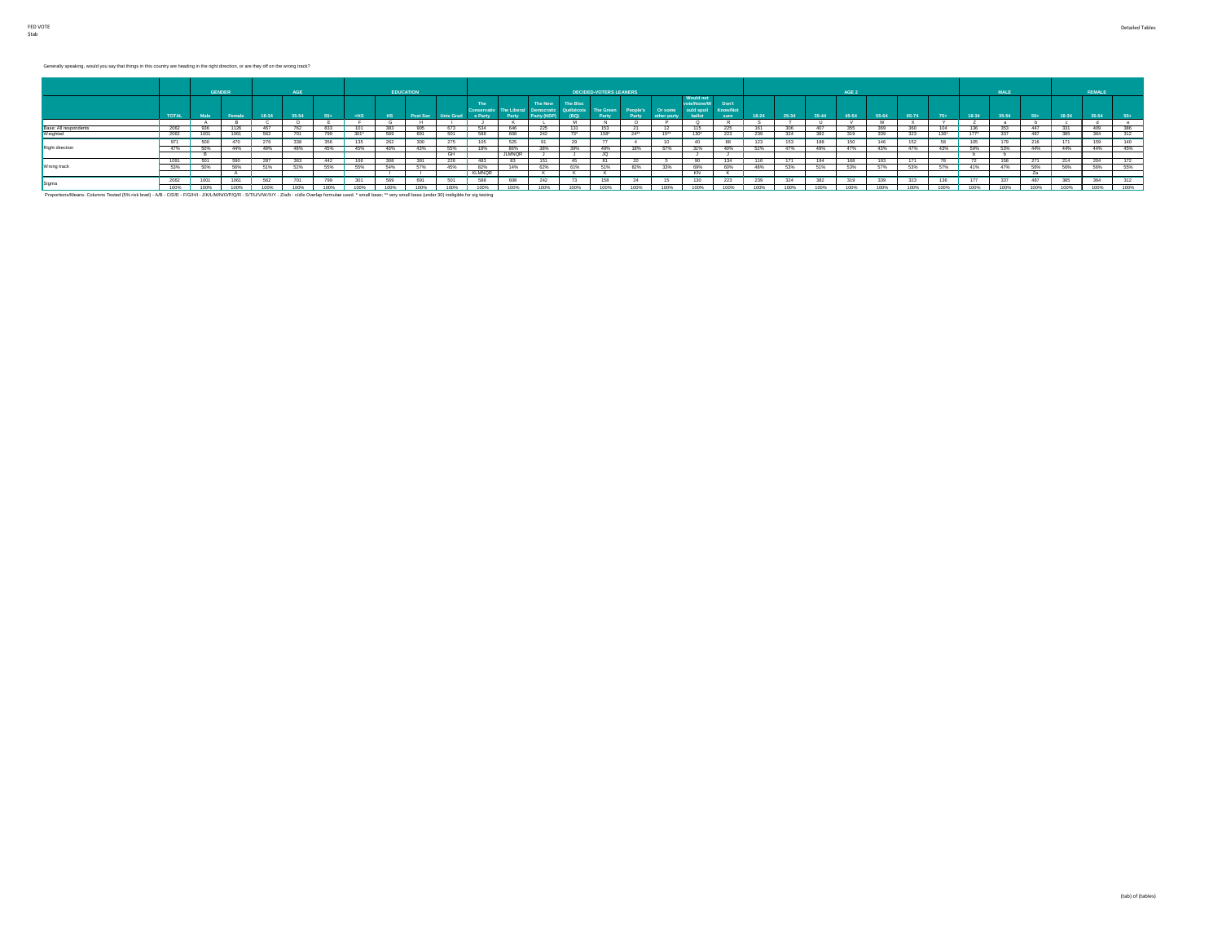Generally speaking, would you say that things in this country are heading in the right direction, or are they off on the wrong track?

| | | GENDER | | AGE | | | EDUCATION | | | | DECIDED-VOTERS LEANERS | | | | | | | | | | AGE 2 | | | | | | | MALE | | | FEMALE | | |
|---|---|---|---|---|---|---|---|---|---|---|---|---|---|---|---|---|---|---|---|---|---|---|---|---|---|---|---|---|---|---|---|---|---|
| | TOTAL | Male | Female | 18-34 | 35-54 | 55+ | <HS | HS | Post Sec | Univ Grad | The Conservative Party | The Liberal Party | The New Democratic Party (NDP) | The Bloc Québécois (BQ) | The Green Party | People's Party | Or some other party | Would not vote/None/Would spoil ballot | Don't Know/Not sure | 18-24 | 25-34 | 35-44 | 45-54 | 55-64 | 65-74 | 75+ | 18-34 | 35-54 | 55+ | 18-34 | 35-54 | 55+ |
| | | A | B | C | D | E | F | G | H | I | J | K | L | M | N | O | P | Q | R | S | T | U | V | W | X | Y | Z | a | b | c | d | e |
| Base: All respondents | 2062 | 936 | 1126 | 467 | 762 | 833 | 101 | 383 | 905 | 673 | 534 | 646 | 225 | 131 | 153 | 21 | 12 | 115 | 225 | 161 | 306 | 407 | 355 | 369 | 360 | 104 | 136 | 353 | 447 | 331 | 409 | 386 |
| Weighted | 2062 | 1001 | 1061 | 562 | 701 | 799 | 301* | 569 | 691 | 501 | 588 | 608 | 242 | 73* | 158* | 24** | 15** | 130* | 223 | 239 | 324 | 382 | 319 | 339 | 323 | 136* | 177* | 337 | 487 | 385 | 364 | 312 |
| Right direction | 971 | 500 | 470 | 276 | 338 | 356 | 135 | 262 | 300 | 275 | 105 | 525 | 91 | 29 | 77 | 4 | 10 | 40 | 88 | 123 | 153 | 188 | 150 | 146 | 152 | 58 | 105 | 179 | 216 | 171 | 159 | 140 |
| | 47% | 50% | 44% | 49% | 48% | 45% | 45% | 46% | 43% | 55% | 18% | 86% | 38% | 39% | 49% | 18% | 67% | 31% | 40% | 52% | 47% | 49% | 47% | 43% | 47% | 43% | 59% | 53% | 44% | 44% | 44% | 45% |
| | | B | | | | | | | | GH | | JLMNQR | J | J | JQ | | | J | J | | | | | | | | b | b | | | | |
| Wrong track | 1091 | 501 | 590 | 287 | 363 | 442 | 166 | 308 | 391 | 226 | 483 | 83 | 151 | 45 | 81 | 20 | 5 | 90 | 134 | 116 | 171 | 194 | 168 | 193 | 171 | 78 | 72 | 158 | 271 | 214 | 204 | 172 |
| | 53% | 50% | 56% | 51% | 52% | 55% | 55% | 54% | 57% | 45% | 82% | 14% | 62% | 61% | 51% | 82% | 33% | 69% | 60% | 48% | 53% | 51% | 53% | 57% | 53% | 57% | 41% | 47% | 56% | 56% | 56% | 55% |
| | | | A | | | | | I | I | | KLMNQR | | K | K | K | | | KN | K | | | | | | | | | | Za | | | |
| Sigma | 2062 | 1001 | 1061 | 562 | 701 | 799 | 301 | 569 | 691 | 501 | 588 | 608 | 242 | 73 | 158 | 24 | 15 | 130 | 223 | 239 | 324 | 382 | 319 | 339 | 323 | 136 | 177 | 337 | 487 | 385 | 364 | 312 |
| | 100% | 100% | 100% | 100% | 100% | 100% | 100% | 100% | 100% | 100% | 100% | 100% | 100% | 100% | 100% | 100% | 100% | 100% | 100% | 100% | 100% | 100% | 100% | 100% | 100% | 100% | 100% | 100% | 100% | 100% | 100% | 100% |

Proportions/Means: Columns Tested (5% risk level) - A/B - C/D/E - F/G/H/I - J/K/L/M/N/O/P/Q/R - S/T/U/V/W/X/Y - Z/a/b - c/d/e Overlap formulae used. * small base; ** very small base (under 30) ineligible for sig testing